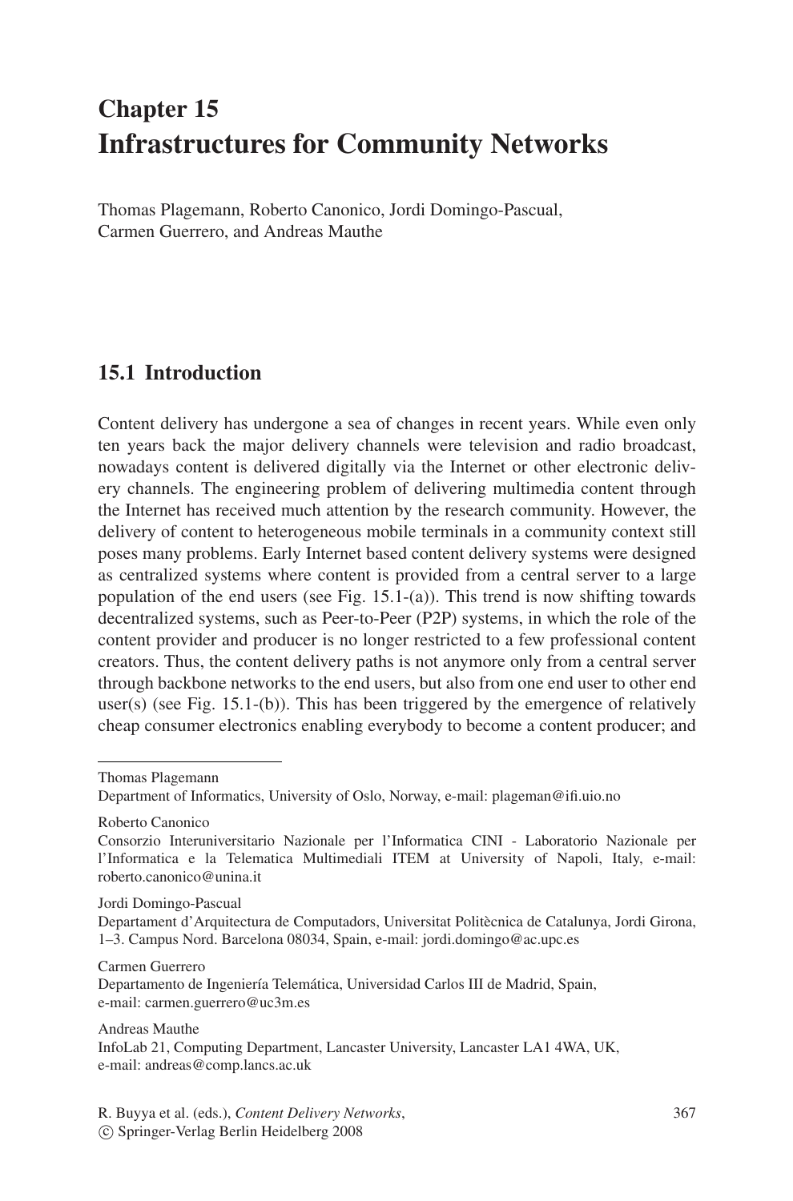# Chapter 15
# Infrastructures for Community Networks

Thomas Plagemann, Roberto Canonico, Jordi Domingo-Pascual, Carmen Guerrero, and Andreas Mauthe

## 15.1 Introduction

Content delivery has undergone a sea of changes in recent years. While even only ten years back the major delivery channels were television and radio broadcast, nowadays content is delivered digitally via the Internet or other electronic delivery channels. The engineering problem of delivering multimedia content through the Internet has received much attention by the research community. However, the delivery of content to heterogeneous mobile terminals in a community context still poses many problems. Early Internet based content delivery systems were designed as centralized systems where content is provided from a central server to a large population of the end users (see Fig. 15.1-(a)). This trend is now shifting towards decentralized systems, such as Peer-to-Peer (P2P) systems, in which the role of the content provider and producer is no longer restricted to a few professional content creators. Thus, the content delivery paths is not anymore only from a central server through backbone networks to the end users, but also from one end user to other end user(s) (see Fig. 15.1-(b)). This has been triggered by the emergence of relatively cheap consumer electronics enabling everybody to become a content producer; and

---

Thomas Plagemann
Department of Informatics, University of Oslo, Norway, e-mail: plageman@ifi.uio.no

Roberto Canonico
Consorzio Interuniversitario Nazionale per l'Informatica CINI - Laboratorio Nazionale per l'Informatica e la Telematica Multimediali ITEM at University of Napoli, Italy, e-mail: roberto.canonico@unina.it

Jordi Domingo-Pascual
Departament d'Arquitectura de Computadors, Universitat Politècnica de Catalunya, Jordi Girona, 1–3. Campus Nord. Barcelona 08034, Spain, e-mail: jordi.domingo@ac.upc.es

Carmen Guerrero
Departamento de Ingeniería Telemática, Universidad Carlos III de Madrid, Spain, e-mail: carmen.guerrero@uc3m.es

Andreas Mauthe
InfoLab 21, Computing Department, Lancaster University, Lancaster LA1 4WA, UK, e-mail: andreas@comp.lancs.ac.uk

R. Buyya et al. (eds.), *Content Delivery Networks*,
© Springer-Verlag Berlin Heidelberg 2008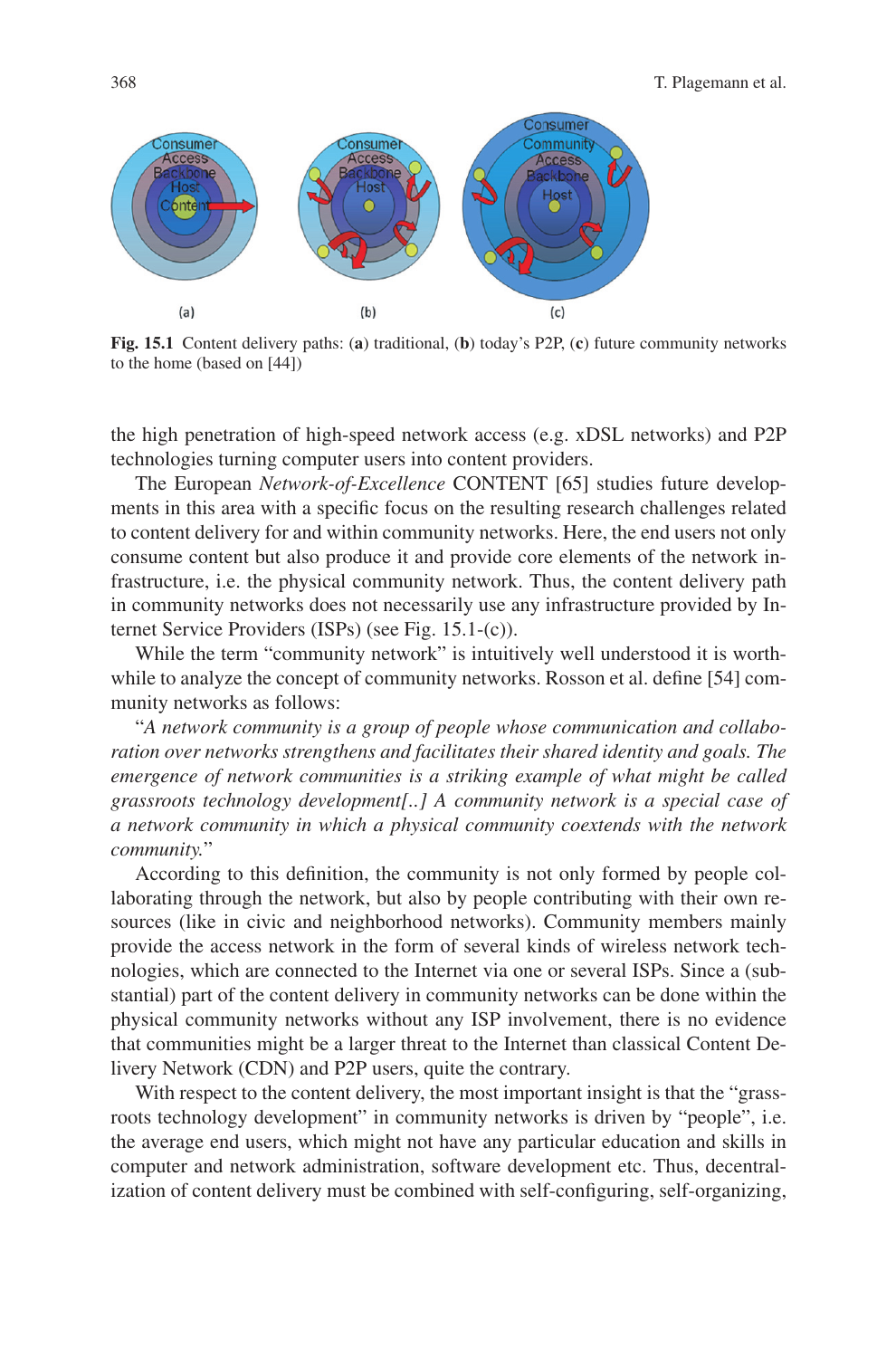(a)

Consumer
Access
Backbone
Host
Content

(b)

Consumer
Access
Backbone
Host

(c)

Consumer
Community
Access
Backbone
Host

**Fig. 15.1** Content delivery paths: (**a**) traditional, (**b**) today's P2P, (**c**) future community networks to the home (based on [44])

the high penetration of high-speed network access (e.g. xDSL networks) and P2P technologies turning computer users into content providers.

The European *Network-of-Excellence* CONTENT [65] studies future developments in this area with a specific focus on the resulting research challenges related to content delivery for and within community networks. Here, the end users not only consume content but also produce it and provide core elements of the network infrastructure, i.e. the physical community network. Thus, the content delivery path in community networks does not necessarily use any infrastructure provided by Internet Service Providers (ISPs) (see Fig. 15.1-(c)).

While the term "community network" is intuitively well understood it is worthwhile to analyze the concept of community networks. Rosson et al. define [54] community networks as follows:

"*A network community is a group of people whose communication and collaboration over networks strengthens and facilitates their shared identity and goals. The emergence of network communities is a striking example of what might be called grassroots technology development[..] A community network is a special case of a network community in which a physical community coextends with the network community.*"

According to this definition, the community is not only formed by people collaborating through the network, but also by people contributing with their own resources (like in civic and neighborhood networks). Community members mainly provide the access network in the form of several kinds of wireless network technologies, which are connected to the Internet via one or several ISPs. Since a (substantial) part of the content delivery in community networks can be done within the physical community networks without any ISP involvement, there is no evidence that communities might be a larger threat to the Internet than classical Content Delivery Network (CDN) and P2P users, quite the contrary.

With respect to the content delivery, the most important insight is that the "grassroots technology development" in community networks is driven by "people", i.e. the average end users, which might not have any particular education and skills in computer and network administration, software development etc. Thus, decentralization of content delivery must be combined with self-configuring, self-organizing,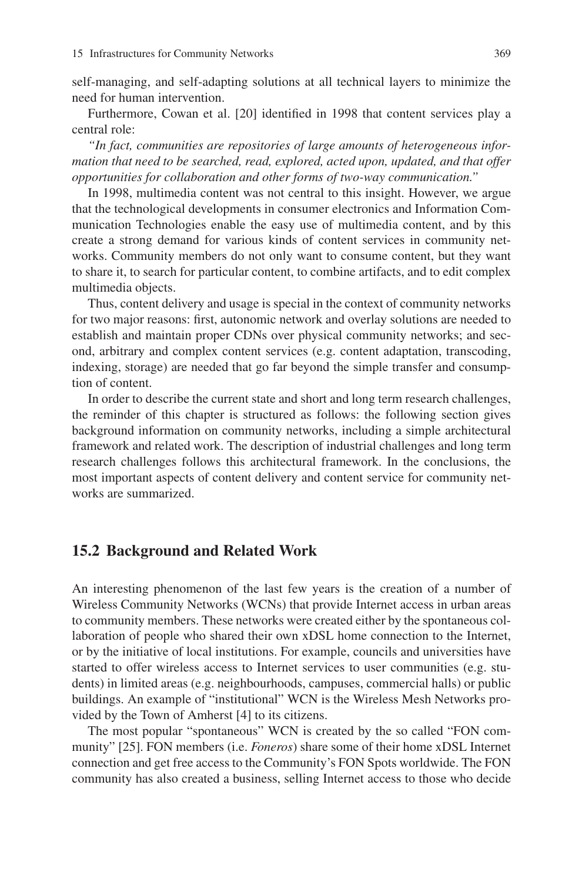self-managing, and self-adapting solutions at all technical layers to minimize the need for human intervention.

Furthermore, Cowan et al. [20] identified in 1998 that content services play a central role:

*"In fact, communities are repositories of large amounts of heterogeneous information that need to be searched, read, explored, acted upon, updated, and that offer opportunities for collaboration and other forms of two-way communication."*

In 1998, multimedia content was not central to this insight. However, we argue that the technological developments in consumer electronics and Information Communication Technologies enable the easy use of multimedia content, and by this create a strong demand for various kinds of content services in community networks. Community members do not only want to consume content, but they want to share it, to search for particular content, to combine artifacts, and to edit complex multimedia objects.

Thus, content delivery and usage is special in the context of community networks for two major reasons: first, autonomic network and overlay solutions are needed to establish and maintain proper CDNs over physical community networks; and second, arbitrary and complex content services (e.g. content adaptation, transcoding, indexing, storage) are needed that go far beyond the simple transfer and consumption of content.

In order to describe the current state and short and long term research challenges, the reminder of this chapter is structured as follows: the following section gives background information on community networks, including a simple architectural framework and related work. The description of industrial challenges and long term research challenges follows this architectural framework. In the conclusions, the most important aspects of content delivery and content service for community networks are summarized.

## 15.2 Background and Related Work

An interesting phenomenon of the last few years is the creation of a number of Wireless Community Networks (WCNs) that provide Internet access in urban areas to community members. These networks were created either by the spontaneous collaboration of people who shared their own xDSL home connection to the Internet, or by the initiative of local institutions. For example, councils and universities have started to offer wireless access to Internet services to user communities (e.g. students) in limited areas (e.g. neighbourhoods, campuses, commercial halls) or public buildings. An example of "institutional" WCN is the Wireless Mesh Networks provided by the Town of Amherst [4] to its citizens.

The most popular "spontaneous" WCN is created by the so called "FON community" [25]. FON members (i.e. *Foneros*) share some of their home xDSL Internet connection and get free access to the Community's FON Spots worldwide. The FON community has also created a business, selling Internet access to those who decide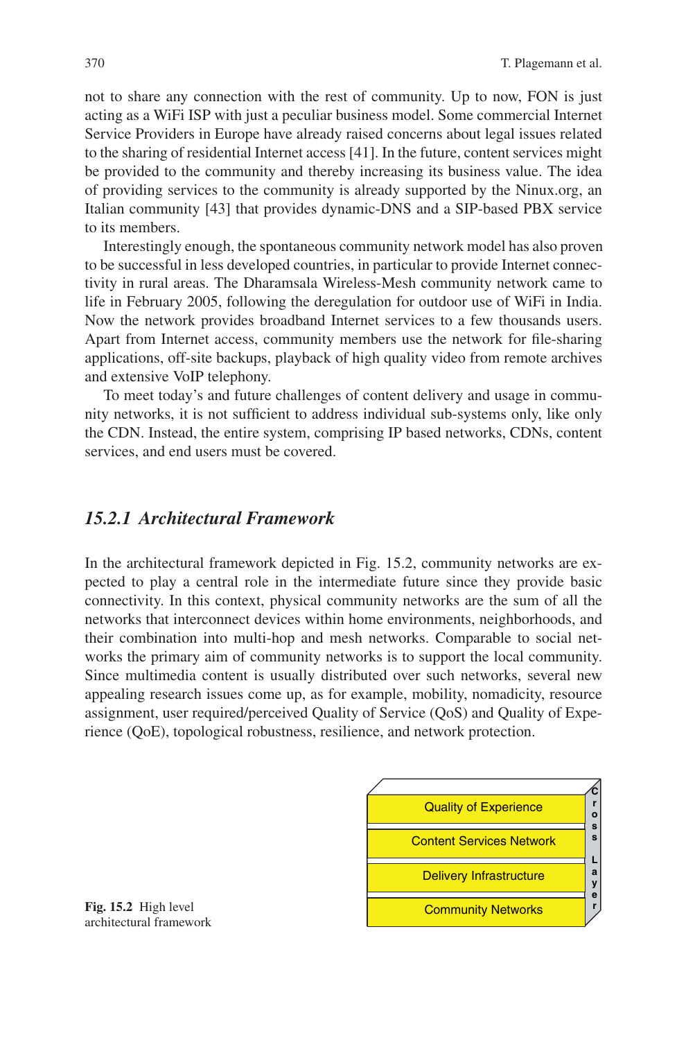not to share any connection with the rest of community. Up to now, FON is just acting as a WiFi ISP with just a peculiar business model. Some commercial Internet Service Providers in Europe have already raised concerns about legal issues related to the sharing of residential Internet access [41]. In the future, content services might be provided to the community and thereby increasing its business value. The idea of providing services to the community is already supported by the Ninux.org, an Italian community [43] that provides dynamic-DNS and a SIP-based PBX service to its members.

Interestingly enough, the spontaneous community network model has also proven to be successful in less developed countries, in particular to provide Internet connectivity in rural areas. The Dharamsala Wireless-Mesh community network came to life in February 2005, following the deregulation for outdoor use of WiFi in India. Now the network provides broadband Internet services to a few thousands users. Apart from Internet access, community members use the network for file-sharing applications, off-site backups, playback of high quality video from remote archives and extensive VoIP telephony.

To meet today's and future challenges of content delivery and usage in community networks, it is not sufficient to address individual sub-systems only, like only the CDN. Instead, the entire system, comprising IP based networks, CDNs, content services, and end users must be covered.

### *15.2.1 Architectural Framework*

In the architectural framework depicted in Fig. 15.2, community networks are expected to play a central role in the intermediate future since they provide basic connectivity. In this context, physical community networks are the sum of all the networks that interconnect devices within home environments, neighborhoods, and their combination into multi-hop and mesh networks. Comparable to social networks the primary aim of community networks is to support the local community. Since multimedia content is usually distributed over such networks, several new appealing research issues come up, as for example, mobility, nomadicity, resource assignment, user required/perceived Quality of Service (QoS) and Quality of Experience (QoE), topological robustness, resilience, and network protection.

Quality of Experience

Content Services Network

Delivery Infrastructure

Community Networks

Cross Layer

**Fig. 15.2** High level architectural framework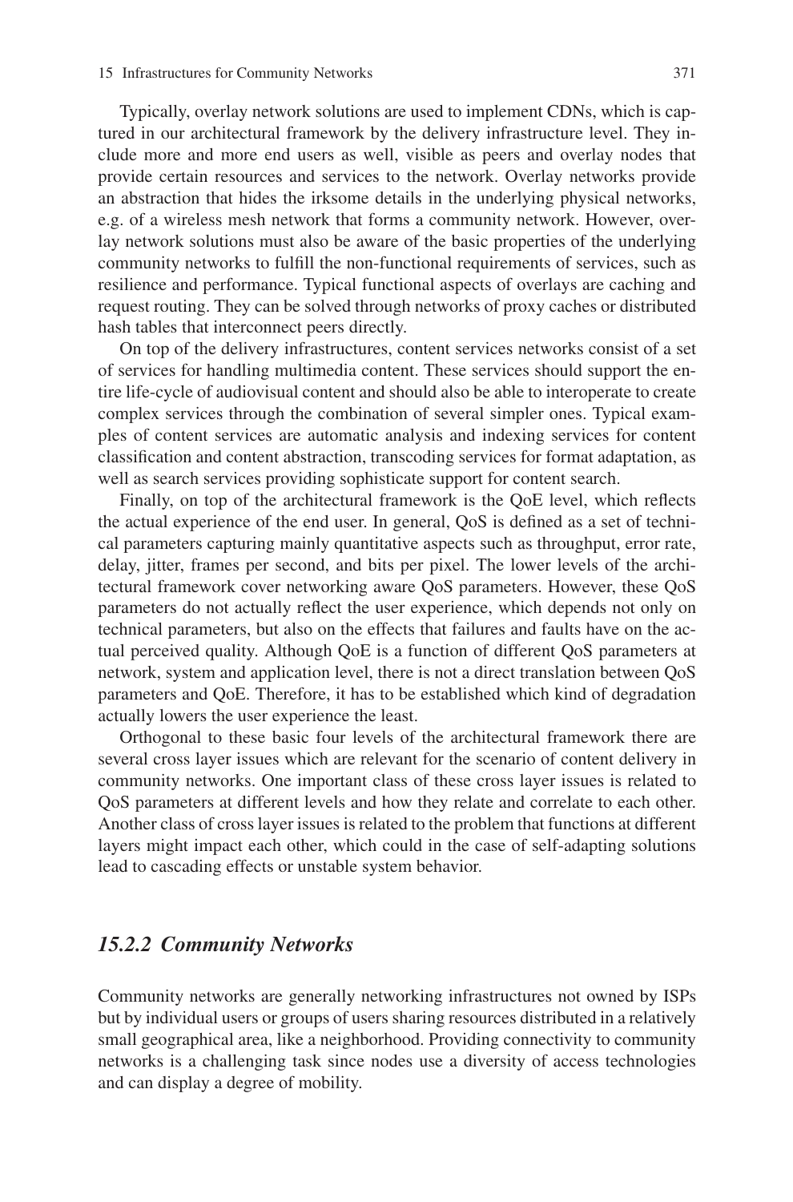Typically, overlay network solutions are used to implement CDNs, which is captured in our architectural framework by the delivery infrastructure level. They include more and more end users as well, visible as peers and overlay nodes that provide certain resources and services to the network. Overlay networks provide an abstraction that hides the irksome details in the underlying physical networks, e.g. of a wireless mesh network that forms a community network. However, overlay network solutions must also be aware of the basic properties of the underlying community networks to fulfill the non-functional requirements of services, such as resilience and performance. Typical functional aspects of overlays are caching and request routing. They can be solved through networks of proxy caches or distributed hash tables that interconnect peers directly.

On top of the delivery infrastructures, content services networks consist of a set of services for handling multimedia content. These services should support the entire life-cycle of audiovisual content and should also be able to interoperate to create complex services through the combination of several simpler ones. Typical examples of content services are automatic analysis and indexing services for content classification and content abstraction, transcoding services for format adaptation, as well as search services providing sophisticate support for content search.

Finally, on top of the architectural framework is the QoE level, which reflects the actual experience of the end user. In general, QoS is defined as a set of technical parameters capturing mainly quantitative aspects such as throughput, error rate, delay, jitter, frames per second, and bits per pixel. The lower levels of the architectural framework cover networking aware QoS parameters. However, these QoS parameters do not actually reflect the user experience, which depends not only on technical parameters, but also on the effects that failures and faults have on the actual perceived quality. Although QoE is a function of different QoS parameters at network, system and application level, there is not a direct translation between QoS parameters and QoE. Therefore, it has to be established which kind of degradation actually lowers the user experience the least.

Orthogonal to these basic four levels of the architectural framework there are several cross layer issues which are relevant for the scenario of content delivery in community networks. One important class of these cross layer issues is related to QoS parameters at different levels and how they relate and correlate to each other. Another class of cross layer issues is related to the problem that functions at different layers might impact each other, which could in the case of self-adapting solutions lead to cascading effects or unstable system behavior.

### *15.2.2 Community Networks*

Community networks are generally networking infrastructures not owned by ISPs but by individual users or groups of users sharing resources distributed in a relatively small geographical area, like a neighborhood. Providing connectivity to community networks is a challenging task since nodes use a diversity of access technologies and can display a degree of mobility.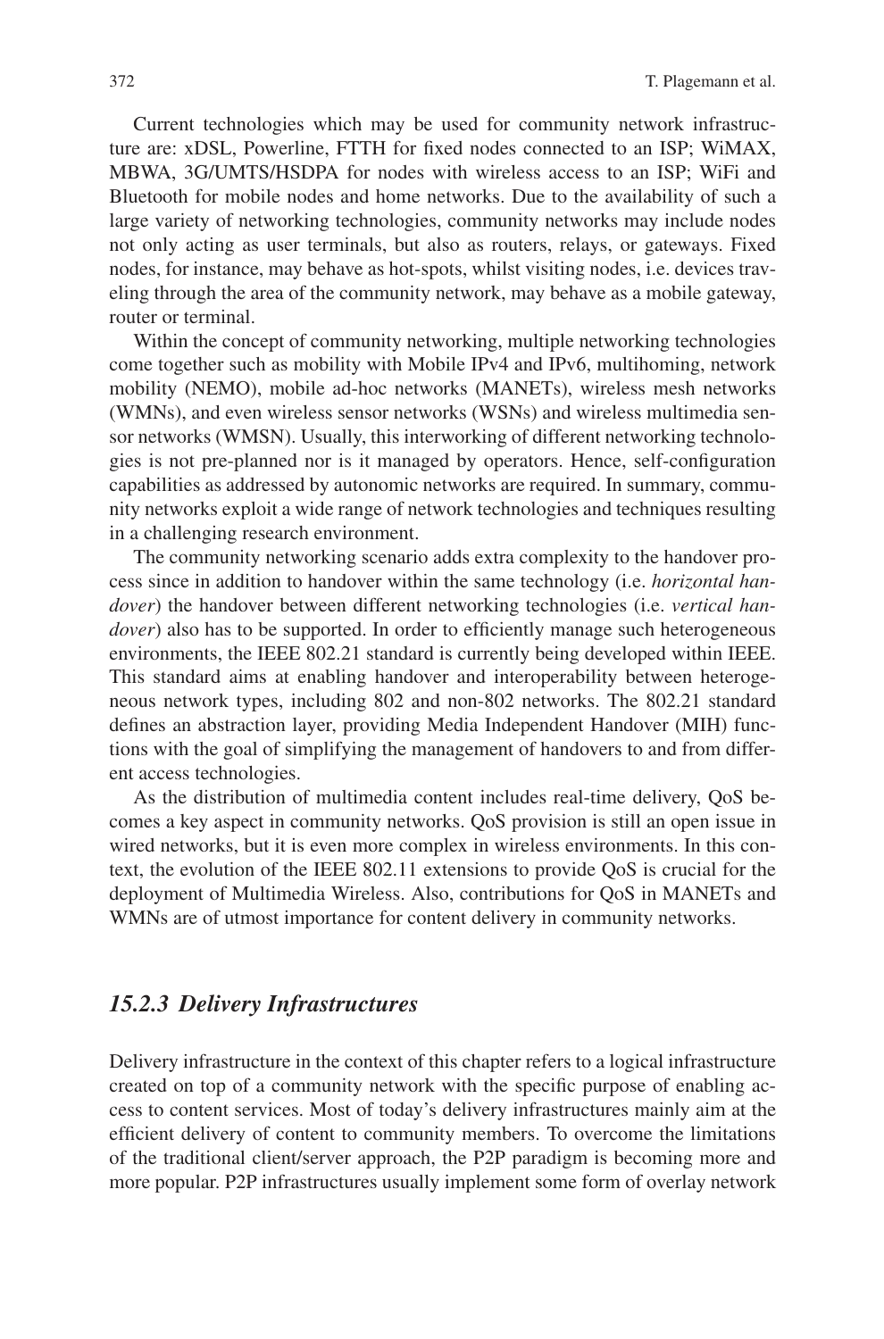Current technologies which may be used for community network infrastructure are: xDSL, Powerline, FTTH for fixed nodes connected to an ISP; WiMAX, MBWA, 3G/UMTS/HSDPA for nodes with wireless access to an ISP; WiFi and Bluetooth for mobile nodes and home networks. Due to the availability of such a large variety of networking technologies, community networks may include nodes not only acting as user terminals, but also as routers, relays, or gateways. Fixed nodes, for instance, may behave as hot-spots, whilst visiting nodes, i.e. devices traveling through the area of the community network, may behave as a mobile gateway, router or terminal.

Within the concept of community networking, multiple networking technologies come together such as mobility with Mobile IPv4 and IPv6, multihoming, network mobility (NEMO), mobile ad-hoc networks (MANETs), wireless mesh networks (WMNs), and even wireless sensor networks (WSNs) and wireless multimedia sensor networks (WMSN). Usually, this interworking of different networking technologies is not pre-planned nor is it managed by operators. Hence, self-configuration capabilities as addressed by autonomic networks are required. In summary, community networks exploit a wide range of network technologies and techniques resulting in a challenging research environment.

The community networking scenario adds extra complexity to the handover process since in addition to handover within the same technology (i.e. *horizontal handover*) the handover between different networking technologies (i.e. *vertical handover*) also has to be supported. In order to efficiently manage such heterogeneous environments, the IEEE 802.21 standard is currently being developed within IEEE. This standard aims at enabling handover and interoperability between heterogeneous network types, including 802 and non-802 networks. The 802.21 standard defines an abstraction layer, providing Media Independent Handover (MIH) functions with the goal of simplifying the management of handovers to and from different access technologies.

As the distribution of multimedia content includes real-time delivery, QoS becomes a key aspect in community networks. QoS provision is still an open issue in wired networks, but it is even more complex in wireless environments. In this context, the evolution of the IEEE 802.11 extensions to provide QoS is crucial for the deployment of Multimedia Wireless. Also, contributions for QoS in MANETs and WMNs are of utmost importance for content delivery in community networks.

### *15.2.3 Delivery Infrastructures*

Delivery infrastructure in the context of this chapter refers to a logical infrastructure created on top of a community network with the specific purpose of enabling access to content services. Most of today's delivery infrastructures mainly aim at the efficient delivery of content to community members. To overcome the limitations of the traditional client/server approach, the P2P paradigm is becoming more and more popular. P2P infrastructures usually implement some form of overlay network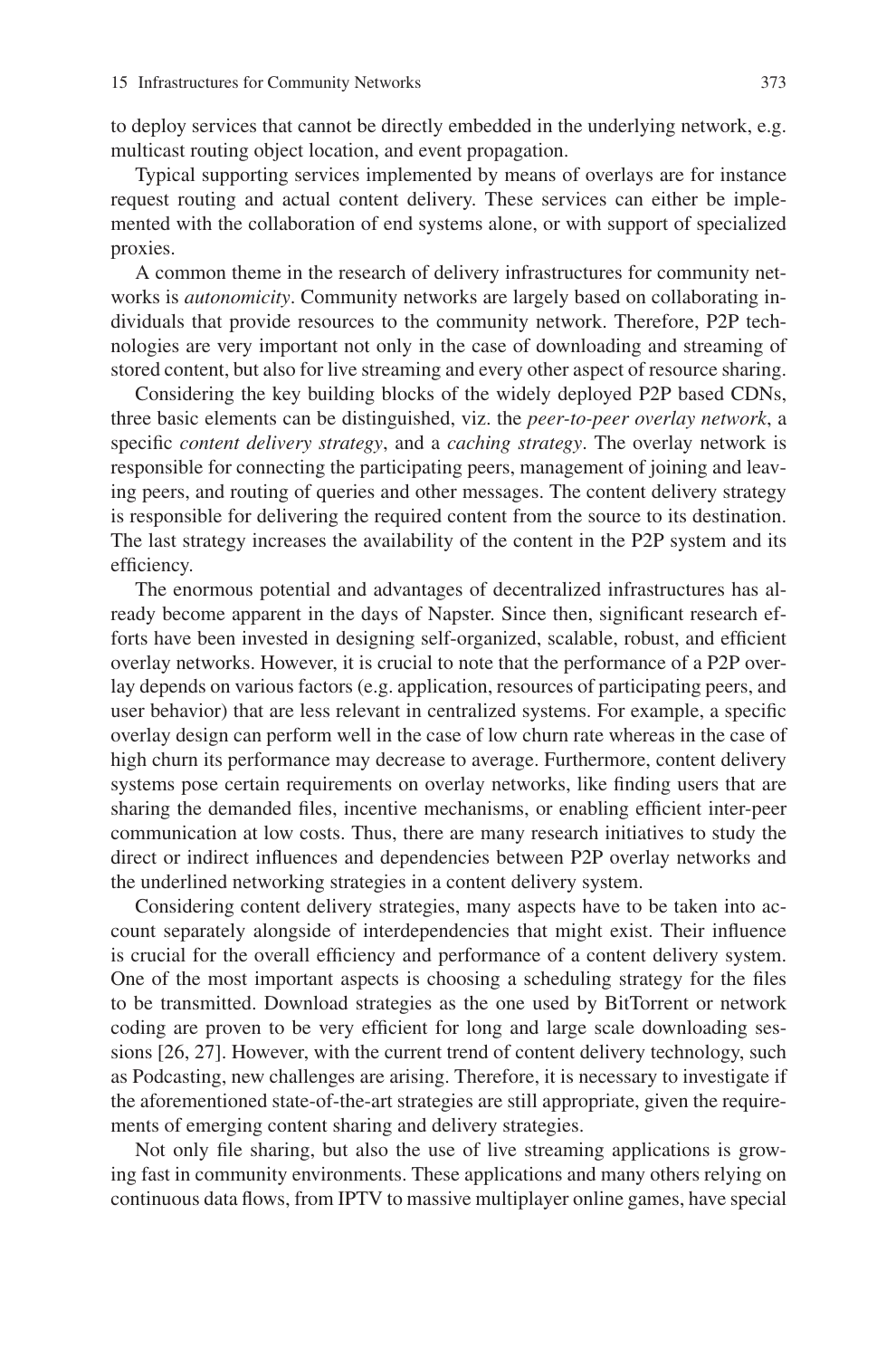to deploy services that cannot be directly embedded in the underlying network, e.g. multicast routing object location, and event propagation.

Typical supporting services implemented by means of overlays are for instance request routing and actual content delivery. These services can either be implemented with the collaboration of end systems alone, or with support of specialized proxies.

A common theme in the research of delivery infrastructures for community networks is *autonomicity*. Community networks are largely based on collaborating individuals that provide resources to the community network. Therefore, P2P technologies are very important not only in the case of downloading and streaming of stored content, but also for live streaming and every other aspect of resource sharing.

Considering the key building blocks of the widely deployed P2P based CDNs, three basic elements can be distinguished, viz. the *peer-to-peer overlay network*, a specific *content delivery strategy*, and a *caching strategy*. The overlay network is responsible for connecting the participating peers, management of joining and leaving peers, and routing of queries and other messages. The content delivery strategy is responsible for delivering the required content from the source to its destination. The last strategy increases the availability of the content in the P2P system and its efficiency.

The enormous potential and advantages of decentralized infrastructures has already become apparent in the days of Napster. Since then, significant research efforts have been invested in designing self-organized, scalable, robust, and efficient overlay networks. However, it is crucial to note that the performance of a P2P overlay depends on various factors (e.g. application, resources of participating peers, and user behavior) that are less relevant in centralized systems. For example, a specific overlay design can perform well in the case of low churn rate whereas in the case of high churn its performance may decrease to average. Furthermore, content delivery systems pose certain requirements on overlay networks, like finding users that are sharing the demanded files, incentive mechanisms, or enabling efficient inter-peer communication at low costs. Thus, there are many research initiatives to study the direct or indirect influences and dependencies between P2P overlay networks and the underlined networking strategies in a content delivery system.

Considering content delivery strategies, many aspects have to be taken into account separately alongside of interdependencies that might exist. Their influence is crucial for the overall efficiency and performance of a content delivery system. One of the most important aspects is choosing a scheduling strategy for the files to be transmitted. Download strategies as the one used by BitTorrent or network coding are proven to be very efficient for long and large scale downloading sessions [26, 27]. However, with the current trend of content delivery technology, such as Podcasting, new challenges are arising. Therefore, it is necessary to investigate if the aforementioned state-of-the-art strategies are still appropriate, given the requirements of emerging content sharing and delivery strategies.

Not only file sharing, but also the use of live streaming applications is growing fast in community environments. These applications and many others relying on continuous data flows, from IPTV to massive multiplayer online games, have special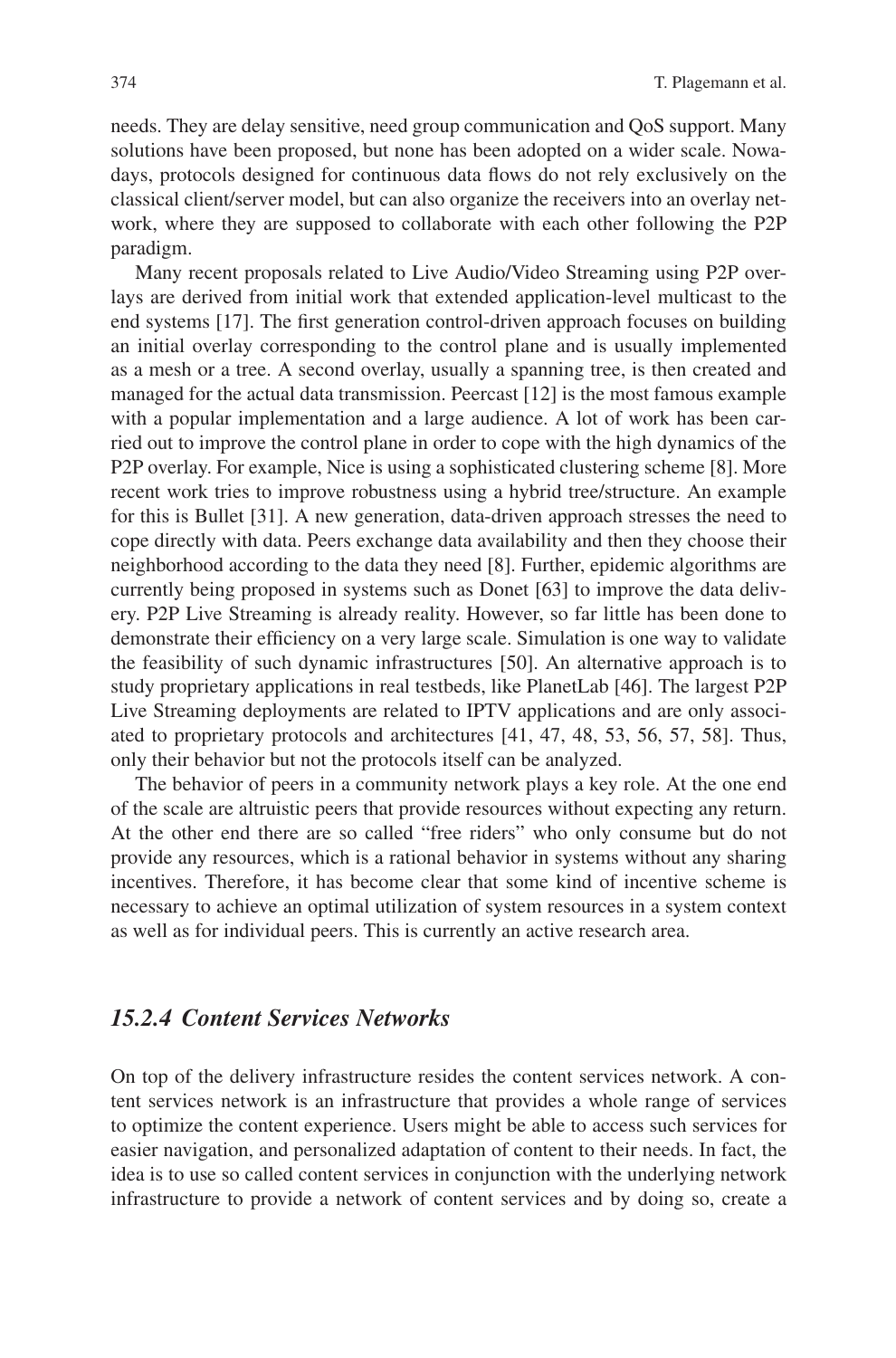needs. They are delay sensitive, need group communication and QoS support. Many solutions have been proposed, but none has been adopted on a wider scale. Nowadays, protocols designed for continuous data flows do not rely exclusively on the classical client/server model, but can also organize the receivers into an overlay network, where they are supposed to collaborate with each other following the P2P paradigm.

Many recent proposals related to Live Audio/Video Streaming using P2P overlays are derived from initial work that extended application-level multicast to the end systems [17]. The first generation control-driven approach focuses on building an initial overlay corresponding to the control plane and is usually implemented as a mesh or a tree. A second overlay, usually a spanning tree, is then created and managed for the actual data transmission. Peercast [12] is the most famous example with a popular implementation and a large audience. A lot of work has been carried out to improve the control plane in order to cope with the high dynamics of the P2P overlay. For example, Nice is using a sophisticated clustering scheme [8]. More recent work tries to improve robustness using a hybrid tree/structure. An example for this is Bullet [31]. A new generation, data-driven approach stresses the need to cope directly with data. Peers exchange data availability and then they choose their neighborhood according to the data they need [8]. Further, epidemic algorithms are currently being proposed in systems such as Donet [63] to improve the data delivery. P2P Live Streaming is already reality. However, so far little has been done to demonstrate their efficiency on a very large scale. Simulation is one way to validate the feasibility of such dynamic infrastructures [50]. An alternative approach is to study proprietary applications in real testbeds, like PlanetLab [46]. The largest P2P Live Streaming deployments are related to IPTV applications and are only associated to proprietary protocols and architectures [41, 47, 48, 53, 56, 57, 58]. Thus, only their behavior but not the protocols itself can be analyzed.

The behavior of peers in a community network plays a key role. At the one end of the scale are altruistic peers that provide resources without expecting any return. At the other end there are so called "free riders" who only consume but do not provide any resources, which is a rational behavior in systems without any sharing incentives. Therefore, it has become clear that some kind of incentive scheme is necessary to achieve an optimal utilization of system resources in a system context as well as for individual peers. This is currently an active research area.

### *15.2.4 Content Services Networks*

On top of the delivery infrastructure resides the content services network. A content services network is an infrastructure that provides a whole range of services to optimize the content experience. Users might be able to access such services for easier navigation, and personalized adaptation of content to their needs. In fact, the idea is to use so called content services in conjunction with the underlying network infrastructure to provide a network of content services and by doing so, create a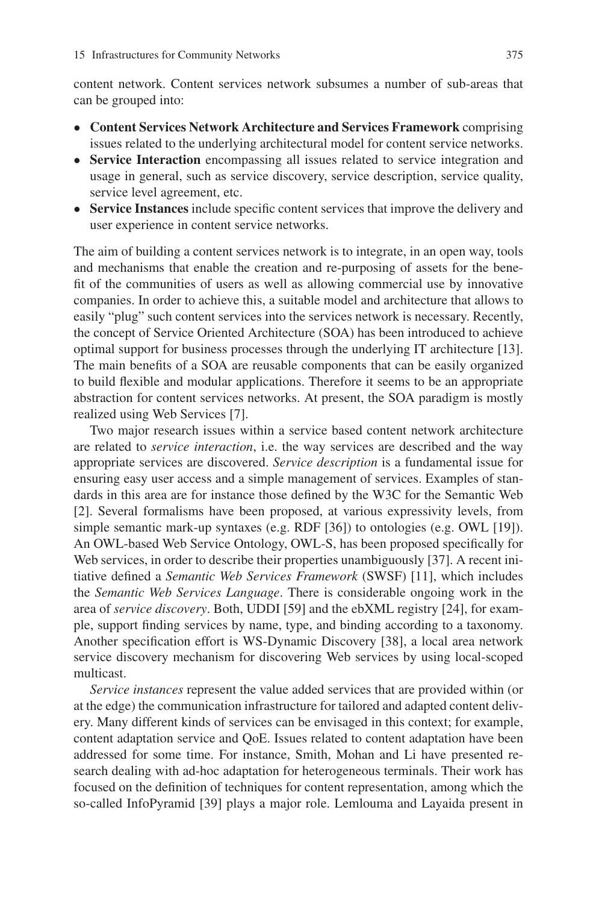content network. Content services network subsumes a number of sub-areas that can be grouped into:

- **Content Services Network Architecture and Services Framework** comprising issues related to the underlying architectural model for content service networks.
- **Service Interaction** encompassing all issues related to service integration and usage in general, such as service discovery, service description, service quality, service level agreement, etc.
- **Service Instances** include specific content services that improve the delivery and user experience in content service networks.

The aim of building a content services network is to integrate, in an open way, tools and mechanisms that enable the creation and re-purposing of assets for the benefit of the communities of users as well as allowing commercial use by innovative companies. In order to achieve this, a suitable model and architecture that allows to easily "plug" such content services into the services network is necessary. Recently, the concept of Service Oriented Architecture (SOA) has been introduced to achieve optimal support for business processes through the underlying IT architecture [13]. The main benefits of a SOA are reusable components that can be easily organized to build flexible and modular applications. Therefore it seems to be an appropriate abstraction for content services networks. At present, the SOA paradigm is mostly realized using Web Services [7].

Two major research issues within a service based content network architecture are related to *service interaction*, i.e. the way services are described and the way appropriate services are discovered. *Service description* is a fundamental issue for ensuring easy user access and a simple management of services. Examples of standards in this area are for instance those defined by the W3C for the Semantic Web [2]. Several formalisms have been proposed, at various expressivity levels, from simple semantic mark-up syntaxes (e.g. RDF [36]) to ontologies (e.g. OWL [19]). An OWL-based Web Service Ontology, OWL-S, has been proposed specifically for Web services, in order to describe their properties unambiguously [37]. A recent initiative defined a *Semantic Web Services Framework* (SWSF) [11], which includes the *Semantic Web Services Language*. There is considerable ongoing work in the area of *service discovery*. Both, UDDI [59] and the ebXML registry [24], for example, support finding services by name, type, and binding according to a taxonomy. Another specification effort is WS-Dynamic Discovery [38], a local area network service discovery mechanism for discovering Web services by using local-scoped multicast.

*Service instances* represent the value added services that are provided within (or at the edge) the communication infrastructure for tailored and adapted content delivery. Many different kinds of services can be envisaged in this context; for example, content adaptation service and QoE. Issues related to content adaptation have been addressed for some time. For instance, Smith, Mohan and Li have presented research dealing with ad-hoc adaptation for heterogeneous terminals. Their work has focused on the definition of techniques for content representation, among which the so-called InfoPyramid [39] plays a major role. Lemlouma and Layaida present in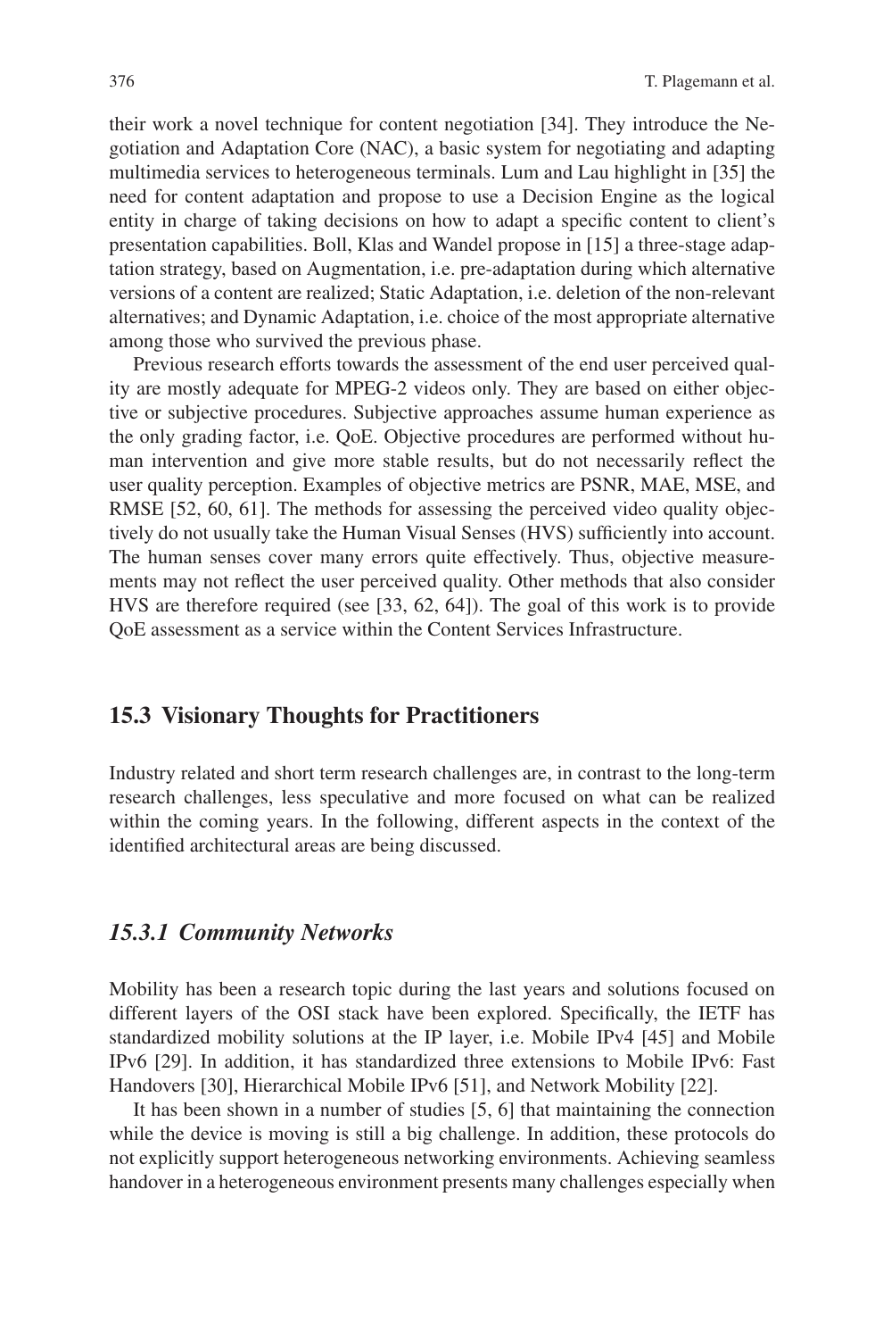their work a novel technique for content negotiation [34]. They introduce the Negotiation and Adaptation Core (NAC), a basic system for negotiating and adapting multimedia services to heterogeneous terminals. Lum and Lau highlight in [35] the need for content adaptation and propose to use a Decision Engine as the logical entity in charge of taking decisions on how to adapt a specific content to client's presentation capabilities. Boll, Klas and Wandel propose in [15] a three-stage adaptation strategy, based on Augmentation, i.e. pre-adaptation during which alternative versions of a content are realized; Static Adaptation, i.e. deletion of the non-relevant alternatives; and Dynamic Adaptation, i.e. choice of the most appropriate alternative among those who survived the previous phase.

Previous research efforts towards the assessment of the end user perceived quality are mostly adequate for MPEG-2 videos only. They are based on either objective or subjective procedures. Subjective approaches assume human experience as the only grading factor, i.e. QoE. Objective procedures are performed without human intervention and give more stable results, but do not necessarily reflect the user quality perception. Examples of objective metrics are PSNR, MAE, MSE, and RMSE [52, 60, 61]. The methods for assessing the perceived video quality objectively do not usually take the Human Visual Senses (HVS) sufficiently into account. The human senses cover many errors quite effectively. Thus, objective measurements may not reflect the user perceived quality. Other methods that also consider HVS are therefore required (see [33, 62, 64]). The goal of this work is to provide QoE assessment as a service within the Content Services Infrastructure.

## 15.3 Visionary Thoughts for Practitioners

Industry related and short term research challenges are, in contrast to the long-term research challenges, less speculative and more focused on what can be realized within the coming years. In the following, different aspects in the context of the identified architectural areas are being discussed.

### *15.3.1 Community Networks*

Mobility has been a research topic during the last years and solutions focused on different layers of the OSI stack have been explored. Specifically, the IETF has standardized mobility solutions at the IP layer, i.e. Mobile IPv4 [45] and Mobile IPv6 [29]. In addition, it has standardized three extensions to Mobile IPv6: Fast Handovers [30], Hierarchical Mobile IPv6 [51], and Network Mobility [22].

It has been shown in a number of studies [5, 6] that maintaining the connection while the device is moving is still a big challenge. In addition, these protocols do not explicitly support heterogeneous networking environments. Achieving seamless handover in a heterogeneous environment presents many challenges especially when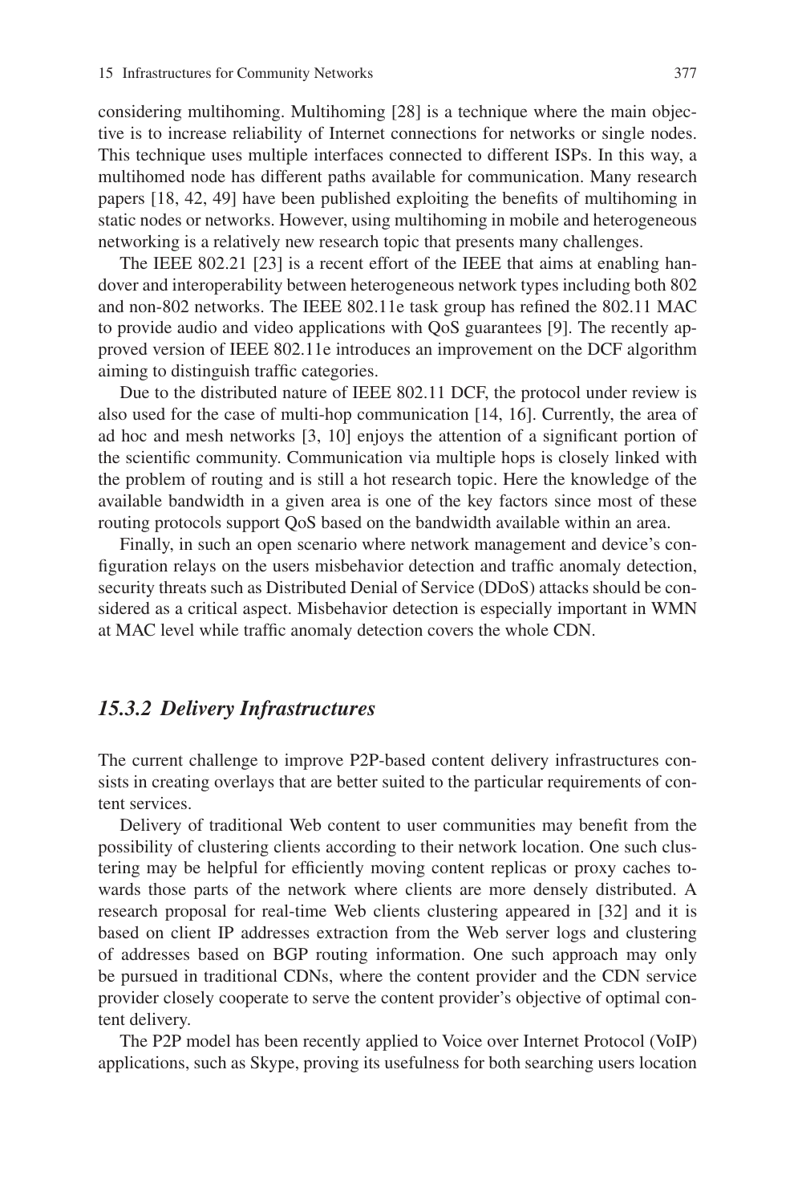considering multihoming. Multihoming [28] is a technique where the main objective is to increase reliability of Internet connections for networks or single nodes. This technique uses multiple interfaces connected to different ISPs. In this way, a multihomed node has different paths available for communication. Many research papers [18, 42, 49] have been published exploiting the benefits of multihoming in static nodes or networks. However, using multihoming in mobile and heterogeneous networking is a relatively new research topic that presents many challenges.

The IEEE 802.21 [23] is a recent effort of the IEEE that aims at enabling handover and interoperability between heterogeneous network types including both 802 and non-802 networks. The IEEE 802.11e task group has refined the 802.11 MAC to provide audio and video applications with QoS guarantees [9]. The recently approved version of IEEE 802.11e introduces an improvement on the DCF algorithm aiming to distinguish traffic categories.

Due to the distributed nature of IEEE 802.11 DCF, the protocol under review is also used for the case of multi-hop communication [14, 16]. Currently, the area of ad hoc and mesh networks [3, 10] enjoys the attention of a significant portion of the scientific community. Communication via multiple hops is closely linked with the problem of routing and is still a hot research topic. Here the knowledge of the available bandwidth in a given area is one of the key factors since most of these routing protocols support QoS based on the bandwidth available within an area.

Finally, in such an open scenario where network management and device's configuration relays on the users misbehavior detection and traffic anomaly detection, security threats such as Distributed Denial of Service (DDoS) attacks should be considered as a critical aspect. Misbehavior detection is especially important in WMN at MAC level while traffic anomaly detection covers the whole CDN.

### *15.3.2 Delivery Infrastructures*

The current challenge to improve P2P-based content delivery infrastructures consists in creating overlays that are better suited to the particular requirements of content services.

Delivery of traditional Web content to user communities may benefit from the possibility of clustering clients according to their network location. One such clustering may be helpful for efficiently moving content replicas or proxy caches towards those parts of the network where clients are more densely distributed. A research proposal for real-time Web clients clustering appeared in [32] and it is based on client IP addresses extraction from the Web server logs and clustering of addresses based on BGP routing information. One such approach may only be pursued in traditional CDNs, where the content provider and the CDN service provider closely cooperate to serve the content provider's objective of optimal content delivery.

The P2P model has been recently applied to Voice over Internet Protocol (VoIP) applications, such as Skype, proving its usefulness for both searching users location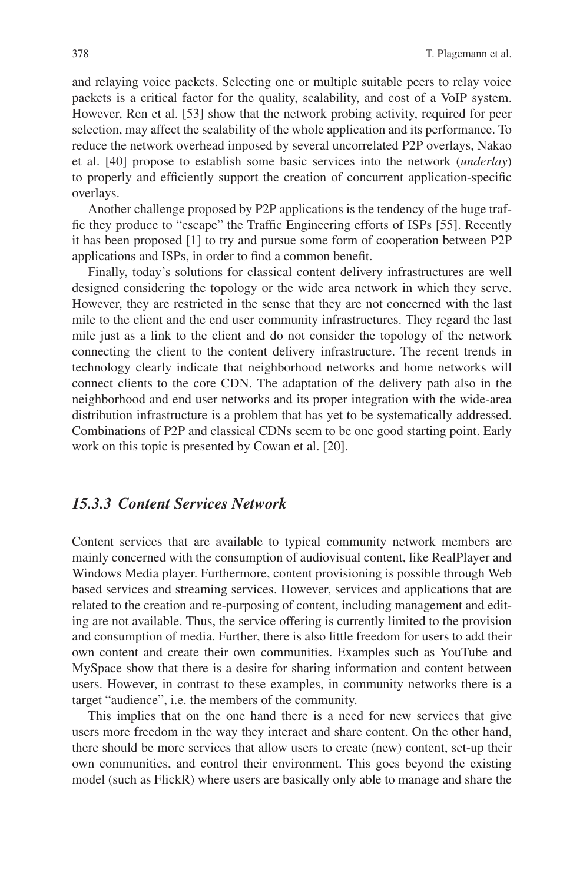and relaying voice packets. Selecting one or multiple suitable peers to relay voice packets is a critical factor for the quality, scalability, and cost of a VoIP system. However, Ren et al. [53] show that the network probing activity, required for peer selection, may affect the scalability of the whole application and its performance. To reduce the network overhead imposed by several uncorrelated P2P overlays, Nakao et al. [40] propose to establish some basic services into the network (*underlay*) to properly and efficiently support the creation of concurrent application-specific overlays.

Another challenge proposed by P2P applications is the tendency of the huge traffic they produce to "escape" the Traffic Engineering efforts of ISPs [55]. Recently it has been proposed [1] to try and pursue some form of cooperation between P2P applications and ISPs, in order to find a common benefit.

Finally, today's solutions for classical content delivery infrastructures are well designed considering the topology or the wide area network in which they serve. However, they are restricted in the sense that they are not concerned with the last mile to the client and the end user community infrastructures. They regard the last mile just as a link to the client and do not consider the topology of the network connecting the client to the content delivery infrastructure. The recent trends in technology clearly indicate that neighborhood networks and home networks will connect clients to the core CDN. The adaptation of the delivery path also in the neighborhood and end user networks and its proper integration with the wide-area distribution infrastructure is a problem that has yet to be systematically addressed. Combinations of P2P and classical CDNs seem to be one good starting point. Early work on this topic is presented by Cowan et al. [20].

### *15.3.3 Content Services Network*

Content services that are available to typical community network members are mainly concerned with the consumption of audiovisual content, like RealPlayer and Windows Media player. Furthermore, content provisioning is possible through Web based services and streaming services. However, services and applications that are related to the creation and re-purposing of content, including management and editing are not available. Thus, the service offering is currently limited to the provision and consumption of media. Further, there is also little freedom for users to add their own content and create their own communities. Examples such as YouTube and MySpace show that there is a desire for sharing information and content between users. However, in contrast to these examples, in community networks there is a target "audience", i.e. the members of the community.

This implies that on the one hand there is a need for new services that give users more freedom in the way they interact and share content. On the other hand, there should be more services that allow users to create (new) content, set-up their own communities, and control their environment. This goes beyond the existing model (such as FlickR) where users are basically only able to manage and share the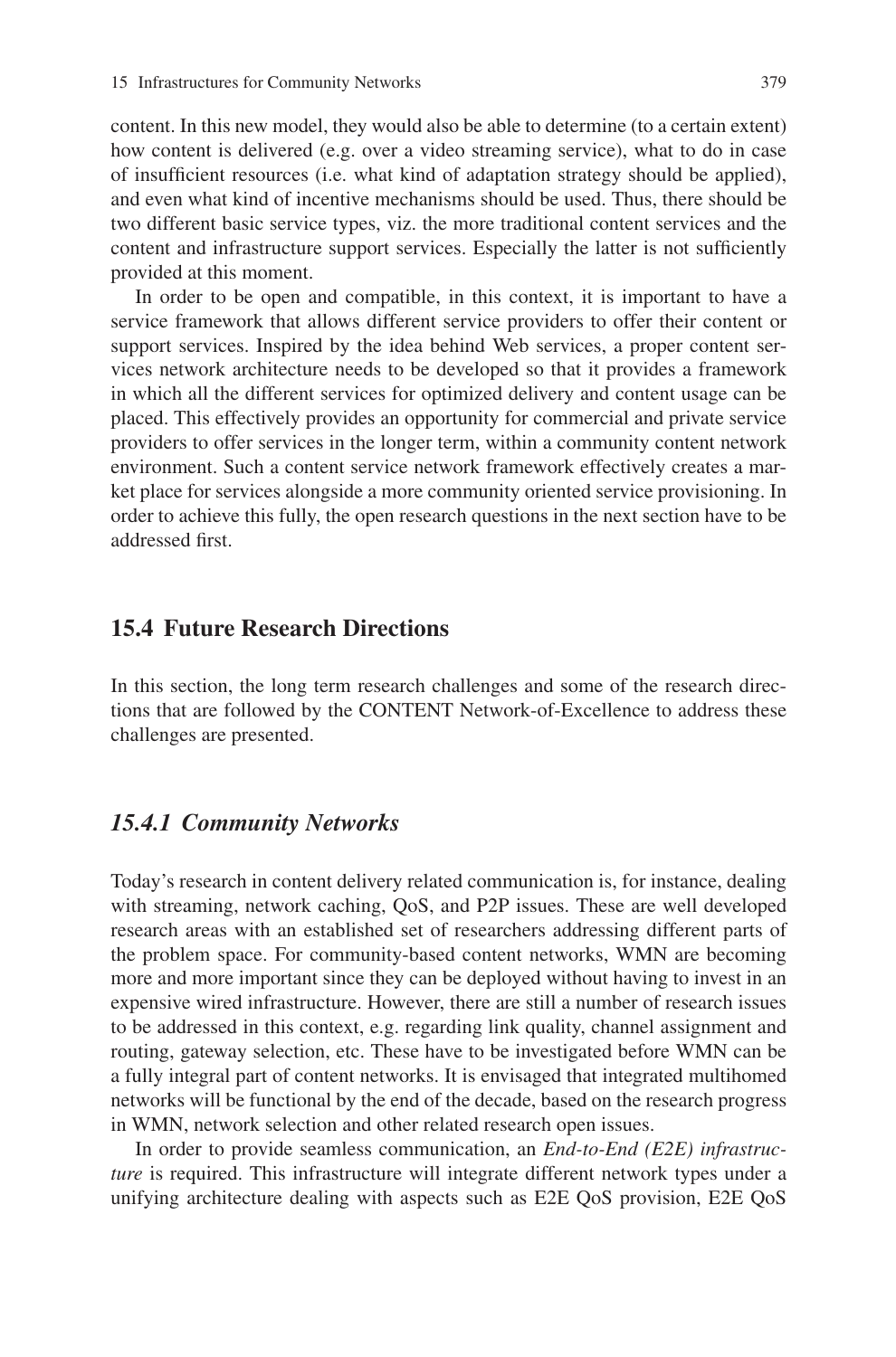content. In this new model, they would also be able to determine (to a certain extent) how content is delivered (e.g. over a video streaming service), what to do in case of insufficient resources (i.e. what kind of adaptation strategy should be applied), and even what kind of incentive mechanisms should be used. Thus, there should be two different basic service types, viz. the more traditional content services and the content and infrastructure support services. Especially the latter is not sufficiently provided at this moment.

In order to be open and compatible, in this context, it is important to have a service framework that allows different service providers to offer their content or support services. Inspired by the idea behind Web services, a proper content services network architecture needs to be developed so that it provides a framework in which all the different services for optimized delivery and content usage can be placed. This effectively provides an opportunity for commercial and private service providers to offer services in the longer term, within a community content network environment. Such a content service network framework effectively creates a market place for services alongside a more community oriented service provisioning. In order to achieve this fully, the open research questions in the next section have to be addressed first.

## 15.4 Future Research Directions

In this section, the long term research challenges and some of the research directions that are followed by the CONTENT Network-of-Excellence to address these challenges are presented.

### *15.4.1 Community Networks*

Today's research in content delivery related communication is, for instance, dealing with streaming, network caching, QoS, and P2P issues. These are well developed research areas with an established set of researchers addressing different parts of the problem space. For community-based content networks, WMN are becoming more and more important since they can be deployed without having to invest in an expensive wired infrastructure. However, there are still a number of research issues to be addressed in this context, e.g. regarding link quality, channel assignment and routing, gateway selection, etc. These have to be investigated before WMN can be a fully integral part of content networks. It is envisaged that integrated multihomed networks will be functional by the end of the decade, based on the research progress in WMN, network selection and other related research open issues.

In order to provide seamless communication, an *End-to-End (E2E) infrastructure* is required. This infrastructure will integrate different network types under a unifying architecture dealing with aspects such as E2E QoS provision, E2E QoS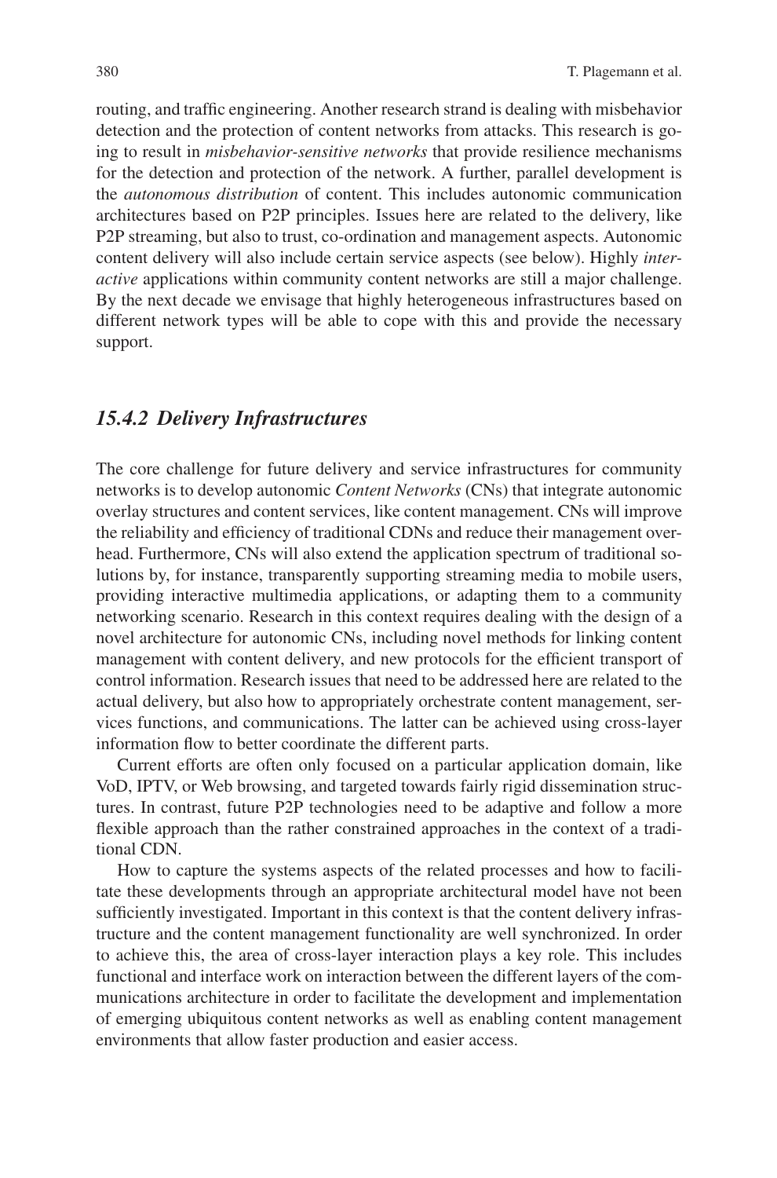routing, and traffic engineering. Another research strand is dealing with misbehavior detection and the protection of content networks from attacks. This research is going to result in *misbehavior-sensitive networks* that provide resilience mechanisms for the detection and protection of the network. A further, parallel development is the *autonomous distribution* of content. This includes autonomic communication architectures based on P2P principles. Issues here are related to the delivery, like P2P streaming, but also to trust, co-ordination and management aspects. Autonomic content delivery will also include certain service aspects (see below). Highly *interactive* applications within community content networks are still a major challenge. By the next decade we envisage that highly heterogeneous infrastructures based on different network types will be able to cope with this and provide the necessary support.

### *15.4.2 Delivery Infrastructures*

The core challenge for future delivery and service infrastructures for community networks is to develop autonomic *Content Networks* (CNs) that integrate autonomic overlay structures and content services, like content management. CNs will improve the reliability and efficiency of traditional CDNs and reduce their management overhead. Furthermore, CNs will also extend the application spectrum of traditional solutions by, for instance, transparently supporting streaming media to mobile users, providing interactive multimedia applications, or adapting them to a community networking scenario. Research in this context requires dealing with the design of a novel architecture for autonomic CNs, including novel methods for linking content management with content delivery, and new protocols for the efficient transport of control information. Research issues that need to be addressed here are related to the actual delivery, but also how to appropriately orchestrate content management, services functions, and communications. The latter can be achieved using cross-layer information flow to better coordinate the different parts.

Current efforts are often only focused on a particular application domain, like VoD, IPTV, or Web browsing, and targeted towards fairly rigid dissemination structures. In contrast, future P2P technologies need to be adaptive and follow a more flexible approach than the rather constrained approaches in the context of a traditional CDN.

How to capture the systems aspects of the related processes and how to facilitate these developments through an appropriate architectural model have not been sufficiently investigated. Important in this context is that the content delivery infrastructure and the content management functionality are well synchronized. In order to achieve this, the area of cross-layer interaction plays a key role. This includes functional and interface work on interaction between the different layers of the communications architecture in order to facilitate the development and implementation of emerging ubiquitous content networks as well as enabling content management environments that allow faster production and easier access.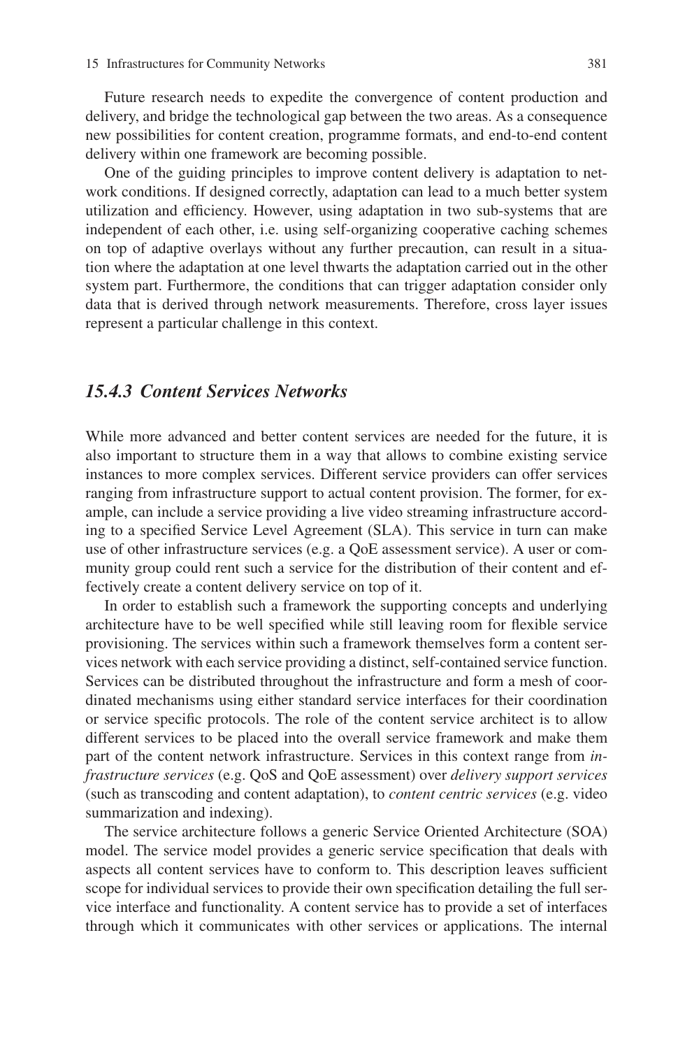Future research needs to expedite the convergence of content production and delivery, and bridge the technological gap between the two areas. As a consequence new possibilities for content creation, programme formats, and end-to-end content delivery within one framework are becoming possible.

One of the guiding principles to improve content delivery is adaptation to network conditions. If designed correctly, adaptation can lead to a much better system utilization and efficiency. However, using adaptation in two sub-systems that are independent of each other, i.e. using self-organizing cooperative caching schemes on top of adaptive overlays without any further precaution, can result in a situation where the adaptation at one level thwarts the adaptation carried out in the other system part. Furthermore, the conditions that can trigger adaptation consider only data that is derived through network measurements. Therefore, cross layer issues represent a particular challenge in this context.

### *15.4.3 Content Services Networks*

While more advanced and better content services are needed for the future, it is also important to structure them in a way that allows to combine existing service instances to more complex services. Different service providers can offer services ranging from infrastructure support to actual content provision. The former, for example, can include a service providing a live video streaming infrastructure according to a specified Service Level Agreement (SLA). This service in turn can make use of other infrastructure services (e.g. a QoE assessment service). A user or community group could rent such a service for the distribution of their content and effectively create a content delivery service on top of it.

In order to establish such a framework the supporting concepts and underlying architecture have to be well specified while still leaving room for flexible service provisioning. The services within such a framework themselves form a content services network with each service providing a distinct, self-contained service function. Services can be distributed throughout the infrastructure and form a mesh of coordinated mechanisms using either standard service interfaces for their coordination or service specific protocols. The role of the content service architect is to allow different services to be placed into the overall service framework and make them part of the content network infrastructure. Services in this context range from *infrastructure services* (e.g. QoS and QoE assessment) over *delivery support services* (such as transcoding and content adaptation), to *content centric services* (e.g. video summarization and indexing).

The service architecture follows a generic Service Oriented Architecture (SOA) model. The service model provides a generic service specification that deals with aspects all content services have to conform to. This description leaves sufficient scope for individual services to provide their own specification detailing the full service interface and functionality. A content service has to provide a set of interfaces through which it communicates with other services or applications. The internal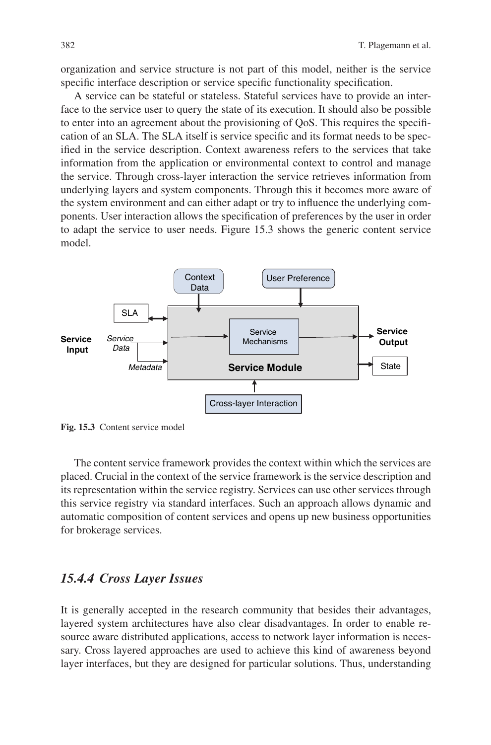organization and service structure is not part of this model, neither is the service specific interface description or service specific functionality specification.

A service can be stateful or stateless. Stateful services have to provide an interface to the service user to query the state of its execution. It should also be possible to enter into an agreement about the provisioning of QoS. This requires the specification of an SLA. The SLA itself is service specific and its format needs to be specified in the service description. Context awareness refers to the services that take information from the application or environmental context to control and manage the service. Through cross-layer interaction the service retrieves information from underlying layers and system components. Through this it becomes more aware of the system environment and can either adapt or try to influence the underlying components. User interaction allows the specification of preferences by the user in order to adapt the service to user needs. Figure 15.3 shows the generic content service model.

Context Data

User Preference

SLA

Service Input

*Service Data*

*Metadata*

Service Mechanisms

Service Module

Service Output

State

Cross-layer Interaction

**Fig. 15.3** Content service model

The content service framework provides the context within which the services are placed. Crucial in the context of the service framework is the service description and its representation within the service registry. Services can use other services through this service registry via standard interfaces. Such an approach allows dynamic and automatic composition of content services and opens up new business opportunities for brokerage services.

### *15.4.4 Cross Layer Issues*

It is generally accepted in the research community that besides their advantages, layered system architectures have also clear disadvantages. In order to enable resource aware distributed applications, access to network layer information is necessary. Cross layered approaches are used to achieve this kind of awareness beyond layer interfaces, but they are designed for particular solutions. Thus, understanding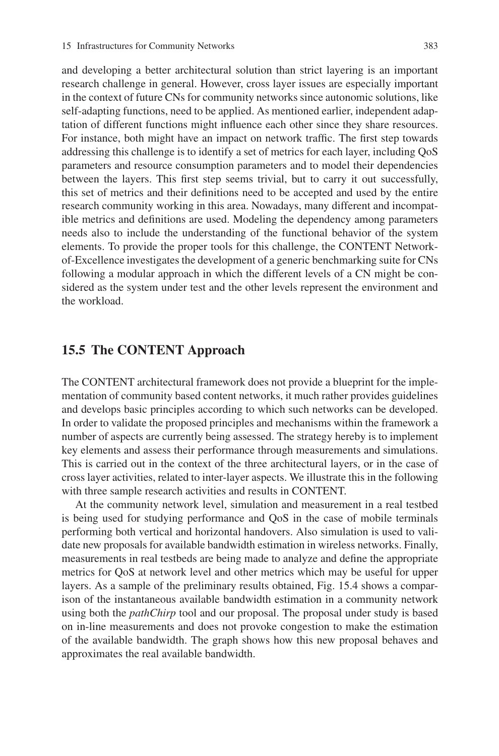and developing a better architectural solution than strict layering is an important research challenge in general. However, cross layer issues are especially important in the context of future CNs for community networks since autonomic solutions, like self-adapting functions, need to be applied. As mentioned earlier, independent adaptation of different functions might influence each other since they share resources. For instance, both might have an impact on network traffic. The first step towards addressing this challenge is to identify a set of metrics for each layer, including QoS parameters and resource consumption parameters and to model their dependencies between the layers. This first step seems trivial, but to carry it out successfully, this set of metrics and their definitions need to be accepted and used by the entire research community working in this area. Nowadays, many different and incompatible metrics and definitions are used. Modeling the dependency among parameters needs also to include the understanding of the functional behavior of the system elements. To provide the proper tools for this challenge, the CONTENT Network-of-Excellence investigates the development of a generic benchmarking suite for CNs following a modular approach in which the different levels of a CN might be considered as the system under test and the other levels represent the environment and the workload.

## 15.5 The CONTENT Approach

The CONTENT architectural framework does not provide a blueprint for the implementation of community based content networks, it much rather provides guidelines and develops basic principles according to which such networks can be developed. In order to validate the proposed principles and mechanisms within the framework a number of aspects are currently being assessed. The strategy hereby is to implement key elements and assess their performance through measurements and simulations. This is carried out in the context of the three architectural layers, or in the case of cross layer activities, related to inter-layer aspects. We illustrate this in the following with three sample research activities and results in CONTENT.

At the community network level, simulation and measurement in a real testbed is being used for studying performance and QoS in the case of mobile terminals performing both vertical and horizontal handovers. Also simulation is used to validate new proposals for available bandwidth estimation in wireless networks. Finally, measurements in real testbeds are being made to analyze and define the appropriate metrics for QoS at network level and other metrics which may be useful for upper layers. As a sample of the preliminary results obtained, Fig. 15.4 shows a comparison of the instantaneous available bandwidth estimation in a community network using both the *pathChirp* tool and our proposal. The proposal under study is based on in-line measurements and does not provoke congestion to make the estimation of the available bandwidth. The graph shows how this new proposal behaves and approximates the real available bandwidth.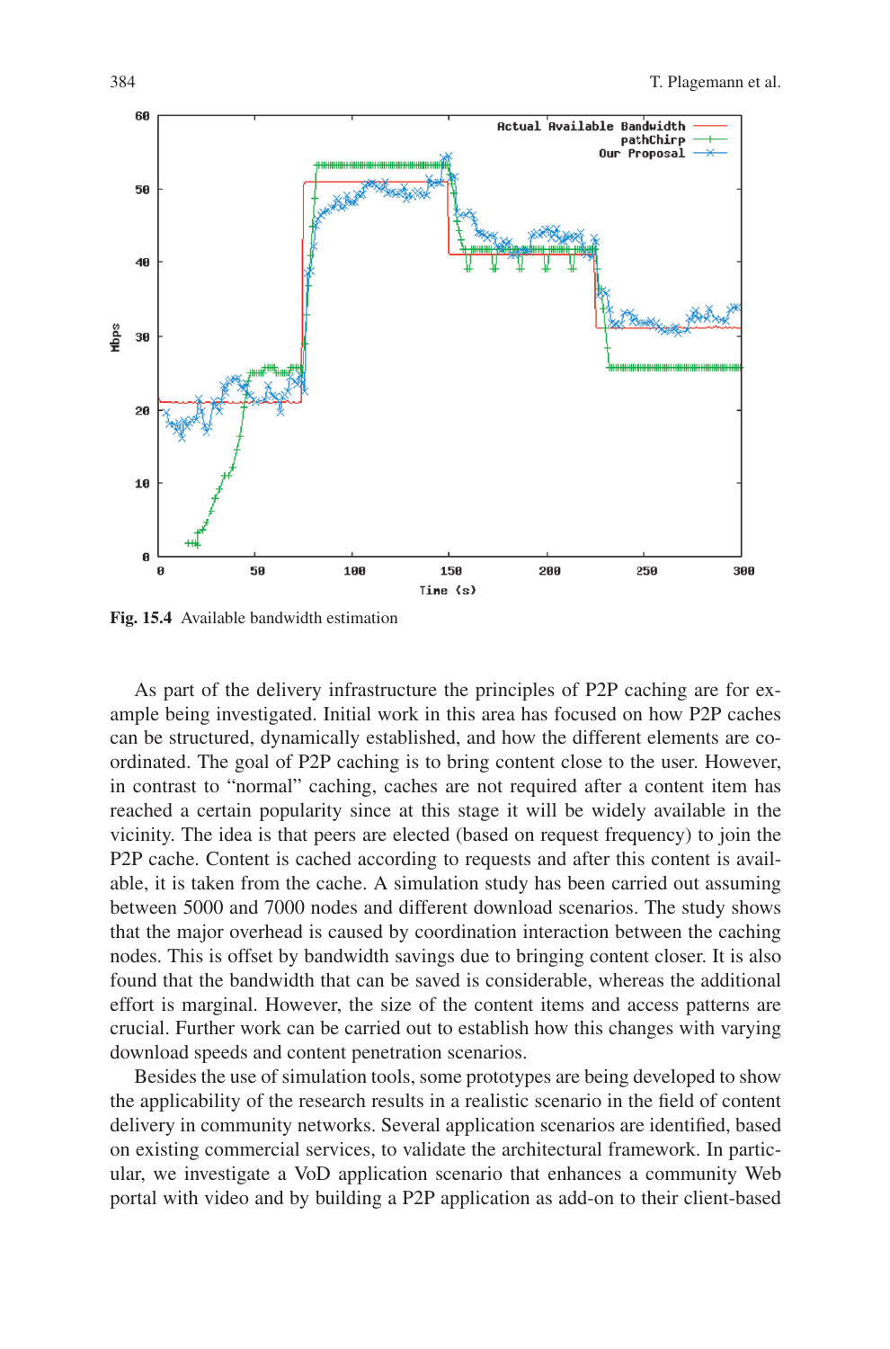Fig. 15.4 Available bandwidth estimation

As part of the delivery infrastructure the principles of P2P caching are for example being investigated. Initial work in this area has focused on how P2P caches can be structured, dynamically established, and how the different elements are coordinated. The goal of P2P caching is to bring content close to the user. However, in contrast to "normal" caching, caches are not required after a content item has reached a certain popularity since at this stage it will be widely available in the vicinity. The idea is that peers are elected (based on request frequency) to join the P2P cache. Content is cached according to requests and after this content is available, it is taken from the cache. A simulation study has been carried out assuming between 5000 and 7000 nodes and different download scenarios. The study shows that the major overhead is caused by coordination interaction between the caching nodes. This is offset by bandwidth savings due to bringing content closer. It is also found that the bandwidth that can be saved is considerable, whereas the additional effort is marginal. However, the size of the content items and access patterns are crucial. Further work can be carried out to establish how this changes with varying download speeds and content penetration scenarios.

Besides the use of simulation tools, some prototypes are being developed to show the applicability of the research results in a realistic scenario in the field of content delivery in community networks. Several application scenarios are identified, based on existing commercial services, to validate the architectural framework. In particular, we investigate a VoD application scenario that enhances a community Web portal with video and by building a P2P application as add-on to their client-based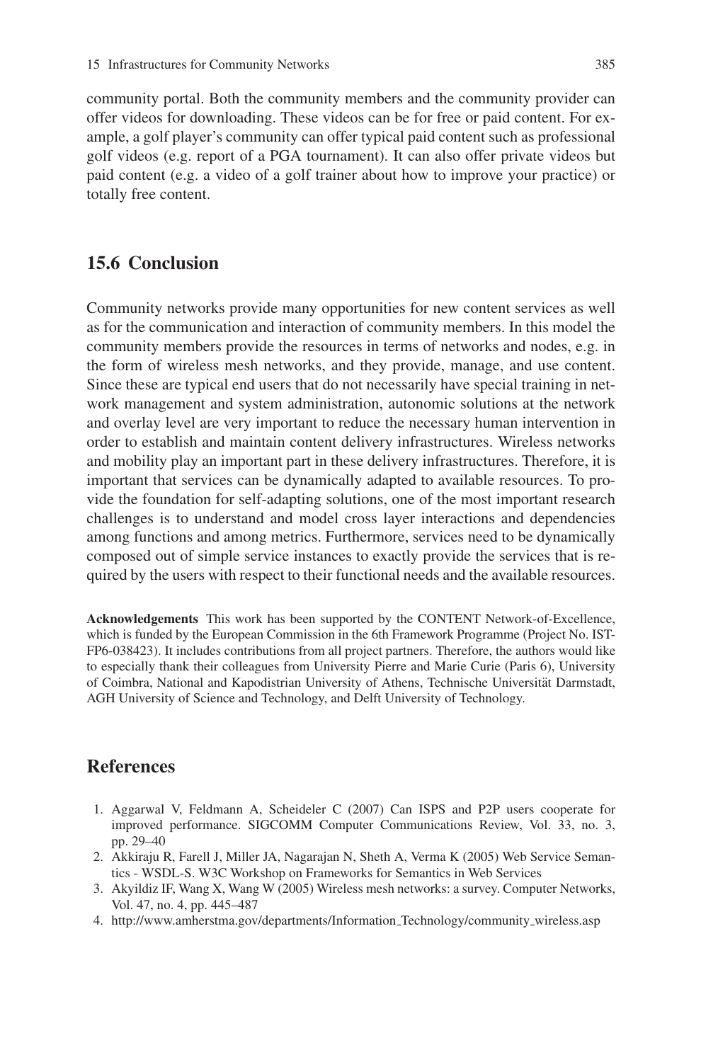community portal. Both the community members and the community provider can offer videos for downloading. These videos can be for free or paid content. For example, a golf player's community can offer typical paid content such as professional golf videos (e.g. report of a PGA tournament). It can also offer private videos but paid content (e.g. a video of a golf trainer about how to improve your practice) or totally free content.

## 15.6 Conclusion

Community networks provide many opportunities for new content services as well as for the communication and interaction of community members. In this model the community members provide the resources in terms of networks and nodes, e.g. in the form of wireless mesh networks, and they provide, manage, and use content. Since these are typical end users that do not necessarily have special training in network management and system administration, autonomic solutions at the network and overlay level are very important to reduce the necessary human intervention in order to establish and maintain content delivery infrastructures. Wireless networks and mobility play an important part in these delivery infrastructures. Therefore, it is important that services can be dynamically adapted to available resources. To provide the foundation for self-adapting solutions, one of the most important research challenges is to understand and model cross layer interactions and dependencies among functions and among metrics. Furthermore, services need to be dynamically composed out of simple service instances to exactly provide the services that is required by the users with respect to their functional needs and the available resources.

**Acknowledgements** This work has been supported by the CONTENT Network-of-Excellence, which is funded by the European Commission in the 6th Framework Programme (Project No. IST-FP6-038423). It includes contributions from all project partners. Therefore, the authors would like to especially thank their colleagues from University Pierre and Marie Curie (Paris 6), University of Coimbra, National and Kapodistrian University of Athens, Technische Universität Darmstadt, AGH University of Science and Technology, and Delft University of Technology.

## References

1. Aggarwal V, Feldmann A, Scheideler C (2007) Can ISPS and P2P users cooperate for improved performance. SIGCOMM Computer Communications Review, Vol. 33, no. 3, pp. 29–40
2. Akkiraju R, Farell J, Miller JA, Nagarajan N, Sheth A, Verma K (2005) Web Service Semantics - WSDL-S. W3C Workshop on Frameworks for Semantics in Web Services
3. Akyildiz IF, Wang X, Wang W (2005) Wireless mesh networks: a survey. Computer Networks, Vol. 47, no. 4, pp. 445–487
4. http://www.amherstma.gov/departments/Information_Technology/community_wireless.asp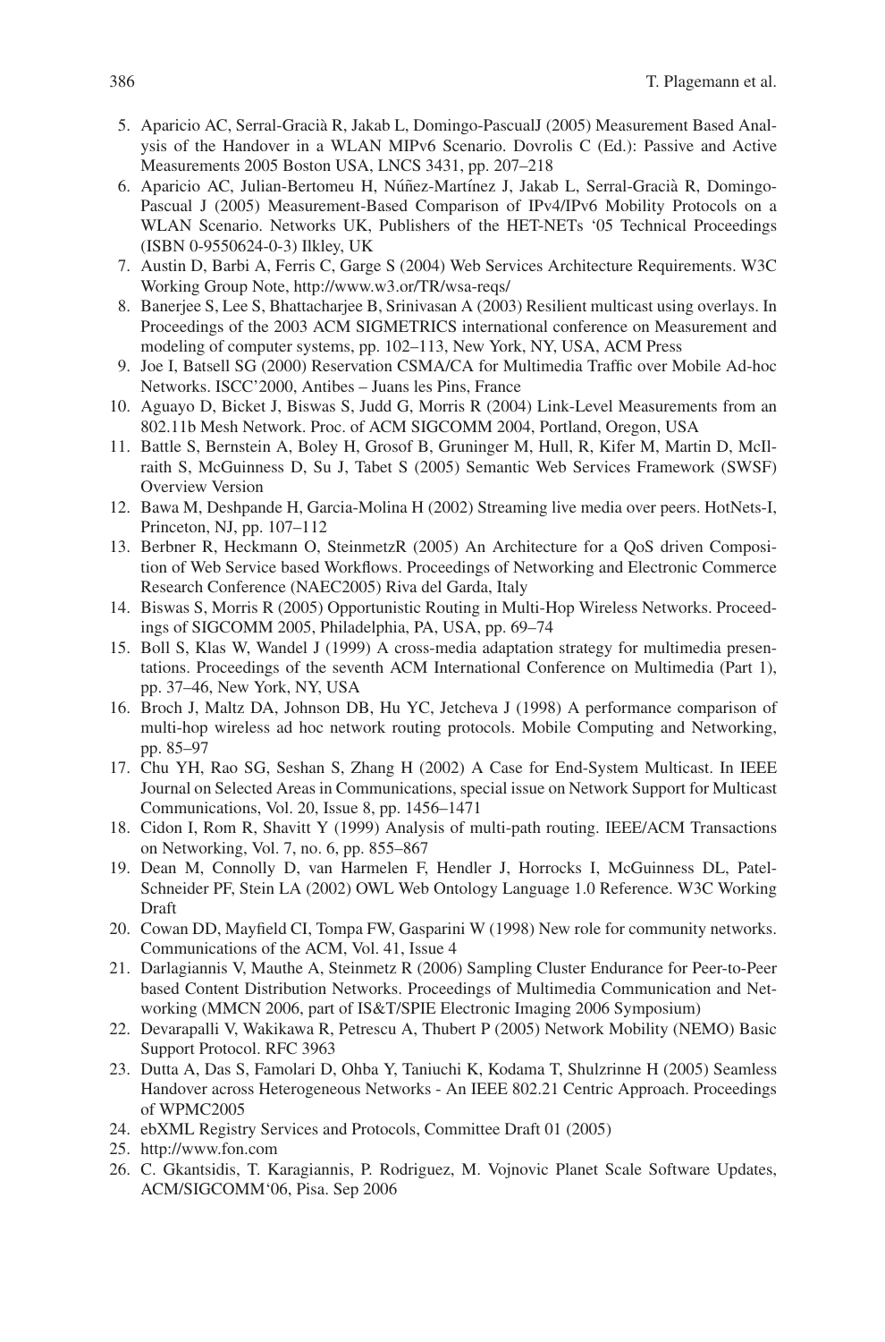5. Aparicio AC, Serral-Gracià R, Jakab L, Domingo-PascualJ (2005) Measurement Based Analysis of the Handover in a WLAN MIPv6 Scenario. Dovrolis C (Ed.): Passive and Active Measurements 2005 Boston USA, LNCS 3431, pp. 207–218
6. Aparicio AC, Julian-Bertomeu H, Núñez-Martínez J, Jakab L, Serral-Gracià R, Domingo-Pascual J (2005) Measurement-Based Comparison of IPv4/IPv6 Mobility Protocols on a WLAN Scenario. Networks UK, Publishers of the HET-NETs '05 Technical Proceedings (ISBN 0-9550624-0-3) Ilkley, UK
7. Austin D, Barbi A, Ferris C, Garge S (2004) Web Services Architecture Requirements. W3C Working Group Note, http://www.w3.or/TR/wsa-reqs/
8. Banerjee S, Lee S, Bhattacharjee B, Srinivasan A (2003) Resilient multicast using overlays. In Proceedings of the 2003 ACM SIGMETRICS international conference on Measurement and modeling of computer systems, pp. 102–113, New York, NY, USA, ACM Press
9. Joe I, Batsell SG (2000) Reservation CSMA/CA for Multimedia Traffic over Mobile Ad-hoc Networks. ISCC'2000, Antibes – Juans les Pins, France
10. Aguayo D, Bicket J, Biswas S, Judd G, Morris R (2004) Link-Level Measurements from an 802.11b Mesh Network. Proc. of ACM SIGCOMM 2004, Portland, Oregon, USA
11. Battle S, Bernstein A, Boley H, Grosof B, Gruninger M, Hull, R, Kifer M, Martin D, McIlraith S, McGuinness D, Su J, Tabet S (2005) Semantic Web Services Framework (SWSF) Overview Version
12. Bawa M, Deshpande H, Garcia-Molina H (2002) Streaming live media over peers. HotNets-I, Princeton, NJ, pp. 107–112
13. Berbner R, Heckmann O, SteinmetzR (2005) An Architecture for a QoS driven Composition of Web Service based Workflows. Proceedings of Networking and Electronic Commerce Research Conference (NAEC2005) Riva del Garda, Italy
14. Biswas S, Morris R (2005) Opportunistic Routing in Multi-Hop Wireless Networks. Proceedings of SIGCOMM 2005, Philadelphia, PA, USA, pp. 69–74
15. Boll S, Klas W, Wandel J (1999) A cross-media adaptation strategy for multimedia presentations. Proceedings of the seventh ACM International Conference on Multimedia (Part 1), pp. 37–46, New York, NY, USA
16. Broch J, Maltz DA, Johnson DB, Hu YC, Jetcheva J (1998) A performance comparison of multi-hop wireless ad hoc network routing protocols. Mobile Computing and Networking, pp. 85–97
17. Chu YH, Rao SG, Seshan S, Zhang H (2002) A Case for End-System Multicast. In IEEE Journal on Selected Areas in Communications, special issue on Network Support for Multicast Communications, Vol. 20, Issue 8, pp. 1456–1471
18. Cidon I, Rom R, Shavitt Y (1999) Analysis of multi-path routing. IEEE/ACM Transactions on Networking, Vol. 7, no. 6, pp. 855–867
19. Dean M, Connolly D, van Harmelen F, Hendler J, Horrocks I, McGuinness DL, Patel-Schneider PF, Stein LA (2002) OWL Web Ontology Language 1.0 Reference. W3C Working Draft
20. Cowan DD, Mayfield CI, Tompa FW, Gasparini W (1998) New role for community networks. Communications of the ACM, Vol. 41, Issue 4
21. Darlagiannis V, Mauthe A, Steinmetz R (2006) Sampling Cluster Endurance for Peer-to-Peer based Content Distribution Networks. Proceedings of Multimedia Communication and Networking (MMCN 2006, part of IS&T/SPIE Electronic Imaging 2006 Symposium)
22. Devarapalli V, Wakikawa R, Petrescu A, Thubert P (2005) Network Mobility (NEMO) Basic Support Protocol. RFC 3963
23. Dutta A, Das S, Famolari D, Ohba Y, Taniuchi K, Kodama T, Shulzrinne H (2005) Seamless Handover across Heterogeneous Networks - An IEEE 802.21 Centric Approach. Proceedings of WPMC2005
24. ebXML Registry Services and Protocols, Committee Draft 01 (2005)
25. http://www.fon.com
26. C. Gkantsidis, T. Karagiannis, P. Rodriguez, M. Vojnovic Planet Scale Software Updates, ACM/SIGCOMM'06, Pisa. Sep 2006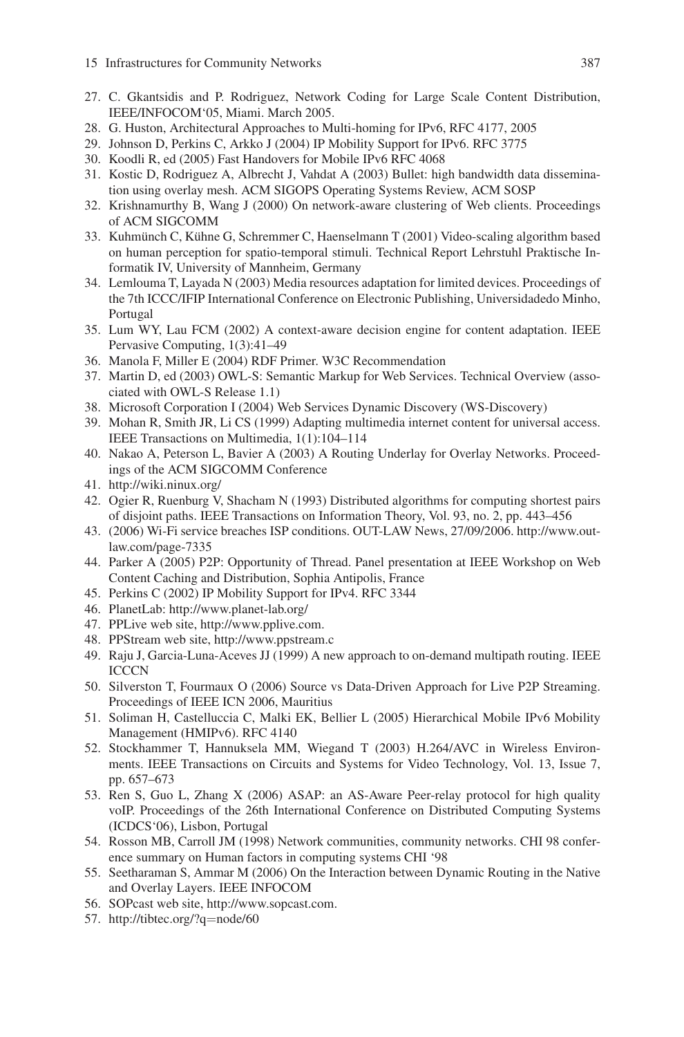27. C. Gkantsidis and P. Rodriguez, Network Coding for Large Scale Content Distribution, IEEE/INFOCOM'05, Miami. March 2005.
28. G. Huston, Architectural Approaches to Multi-homing for IPv6, RFC 4177, 2005
29. Johnson D, Perkins C, Arkko J (2004) IP Mobility Support for IPv6. RFC 3775
30. Koodli R, ed (2005) Fast Handovers for Mobile IPv6 RFC 4068
31. Kostic D, Rodriguez A, Albrecht J, Vahdat A (2003) Bullet: high bandwidth data dissemination using overlay mesh. ACM SIGOPS Operating Systems Review, ACM SOSP
32. Krishnamurthy B, Wang J (2000) On network-aware clustering of Web clients. Proceedings of ACM SIGCOMM
33. Kuhmünch C, Kühne G, Schremmer C, Haenselmann T (2001) Video-scaling algorithm based on human perception for spatio-temporal stimuli. Technical Report Lehrstuhl Praktische Informatik IV, University of Mannheim, Germany
34. Lemlouma T, Layada N (2003) Media resources adaptation for limited devices. Proceedings of the 7th ICCC/IFIP International Conference on Electronic Publishing, Universidadedo Minho, Portugal
35. Lum WY, Lau FCM (2002) A context-aware decision engine for content adaptation. IEEE Pervasive Computing, 1(3):41–49
36. Manola F, Miller E (2004) RDF Primer. W3C Recommendation
37. Martin D, ed (2003) OWL-S: Semantic Markup for Web Services. Technical Overview (associated with OWL-S Release 1.1)
38. Microsoft Corporation I (2004) Web Services Dynamic Discovery (WS-Discovery)
39. Mohan R, Smith JR, Li CS (1999) Adapting multimedia internet content for universal access. IEEE Transactions on Multimedia, 1(1):104–114
40. Nakao A, Peterson L, Bavier A (2003) A Routing Underlay for Overlay Networks. Proceedings of the ACM SIGCOMM Conference
41. http://wiki.ninux.org/
42. Ogier R, Ruenburg V, Shacham N (1993) Distributed algorithms for computing shortest pairs of disjoint paths. IEEE Transactions on Information Theory, Vol. 93, no. 2, pp. 443–456
43. (2006) Wi-Fi service breaches ISP conditions. OUT-LAW News, 27/09/2006. http://www.out-law.com/page-7335
44. Parker A (2005) P2P: Opportunity of Thread. Panel presentation at IEEE Workshop on Web Content Caching and Distribution, Sophia Antipolis, France
45. Perkins C (2002) IP Mobility Support for IPv4. RFC 3344
46. PlanetLab: http://www.planet-lab.org/
47. PPLive web site, http://www.pplive.com.
48. PPStream web site, http://www.ppstream.c
49. Raju J, Garcia-Luna-Aceves JJ (1999) A new approach to on-demand multipath routing. IEEE ICCCN
50. Silverston T, Fourmaux O (2006) Source vs Data-Driven Approach for Live P2P Streaming. Proceedings of IEEE ICN 2006, Mauritius
51. Soliman H, Castelluccia C, Malki EK, Bellier L (2005) Hierarchical Mobile IPv6 Mobility Management (HMIPv6). RFC 4140
52. Stockhammer T, Hannuksela MM, Wiegand T (2003) H.264/AVC in Wireless Environments. IEEE Transactions on Circuits and Systems for Video Technology, Vol. 13, Issue 7, pp. 657–673
53. Ren S, Guo L, Zhang X (2006) ASAP: an AS-Aware Peer-relay protocol for high quality voIP. Proceedings of the 26th International Conference on Distributed Computing Systems (ICDCS'06), Lisbon, Portugal
54. Rosson MB, Carroll JM (1998) Network communities, community networks. CHI 98 conference summary on Human factors in computing systems CHI '98
55. Seetharaman S, Ammar M (2006) On the Interaction between Dynamic Routing in the Native and Overlay Layers. IEEE INFOCOM
56. SOPcast web site, http://www.sopcast.com.
57. http://tibtec.org/?q=node/60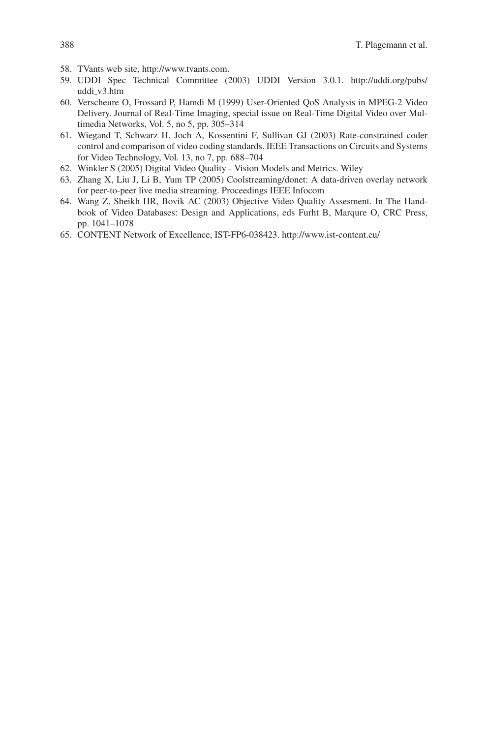58. TVants web site, http://www.tvants.com.
59. UDDI Spec Technical Committee (2003) UDDI Version 3.0.1. http://uddi.org/pubs/uddi_v3.htm
60. Verscheure O, Frossard P, Hamdi M (1999) User-Oriented QoS Analysis in MPEG-2 Video Delivery. Journal of Real-Time Imaging, special issue on Real-Time Digital Video over Multimedia Networks, Vol. 5, no 5, pp. 305–314
61. Wiegand T, Schwarz H, Joch A, Kossentini F, Sullivan GJ (2003) Rate-constrained coder control and comparison of video coding standards. IEEE Transactions on Circuits and Systems for Video Technology, Vol. 13, no 7, pp. 688–704
62. Winkler S (2005) Digital Video Quality - Vision Models and Metrics. Wiley
63. Zhang X, Liu J, Li B, Yum TP (2005) Coolstreaming/donet: A data-driven overlay network for peer-to-peer live media streaming. Proceedings IEEE Infocom
64. Wang Z, Sheikh HR, Bovik AC (2003) Objective Video Quality Assesment. In The Handbook of Video Databases: Design and Applications, eds Furht B, Marqure O, CRC Press, pp. 1041–1078
65. CONTENT Network of Excellence, IST-FP6-038423. http://www.ist-content.eu/